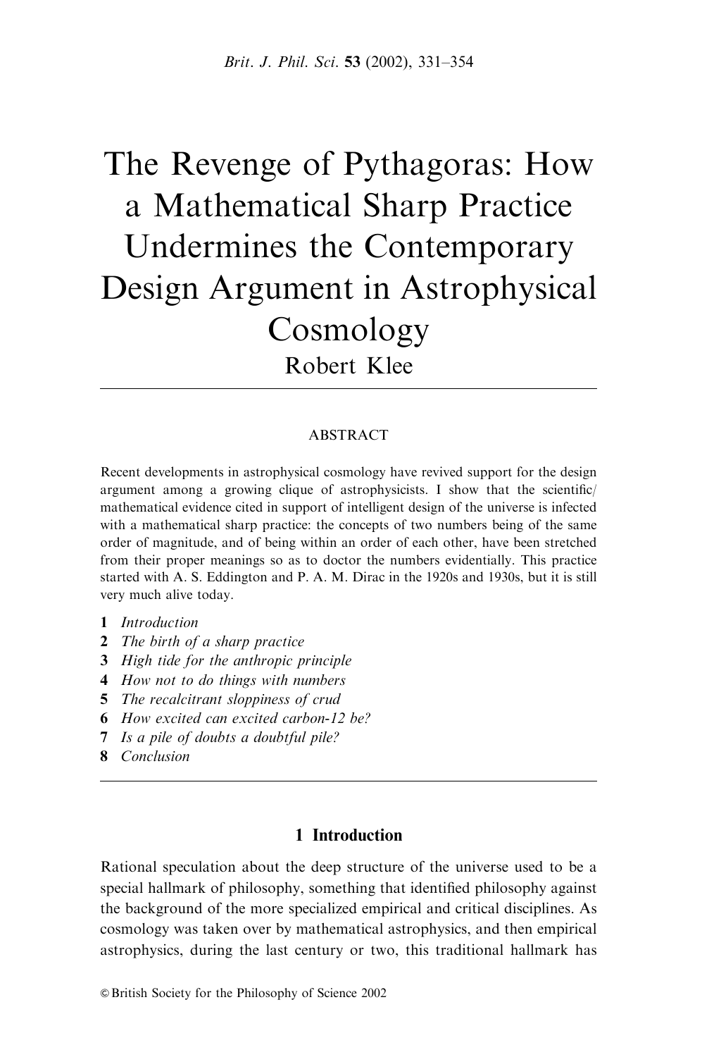# The Revenge of Pythagoras: How a Mathematical Sharp Practice Undermines the Contemporary Design Argument in Astrophysical Cosmology

Robert Klee

## ABSTRACT

Recent developments in astrophysical cosmology have revived support for the design argument among a growing clique of astrophysicists. I show that the scientific/ mathematical evidence cited in support of intelligent design of the universe is infected with a mathematical sharp practice: the concepts of two numbers being of the same order of magnitude, and of being within an order of each other, have been stretched from their proper meanings so as to doctor the numbers evidentially. This practice started with A. S. Eddington and P. A. M. Dirac in the 1920s and 1930s, but it is still very much alive today.

**1** *Introduction*
**2** *The birth of a sharp practice*
**3** *High tide for the anthropic principle*
**4** *How not to do things with numbers*
**5** *The recalcitrant sloppiness of crud*
**6** *How excited can excited carbon-12 be?*
**7** *Is a pile of doubts a doubtful pile?*
**8** *Conclusion*

## 1 Introduction

Rational speculation about the deep structure of the universe used to be a special hallmark of philosophy, something that identified philosophy against the background of the more specialized empirical and critical disciplines. As cosmology was taken over by mathematical astrophysics, and then empirical astrophysics, during the last century or two, this traditional hallmark has

© British Society for the Philosophy of Science 2002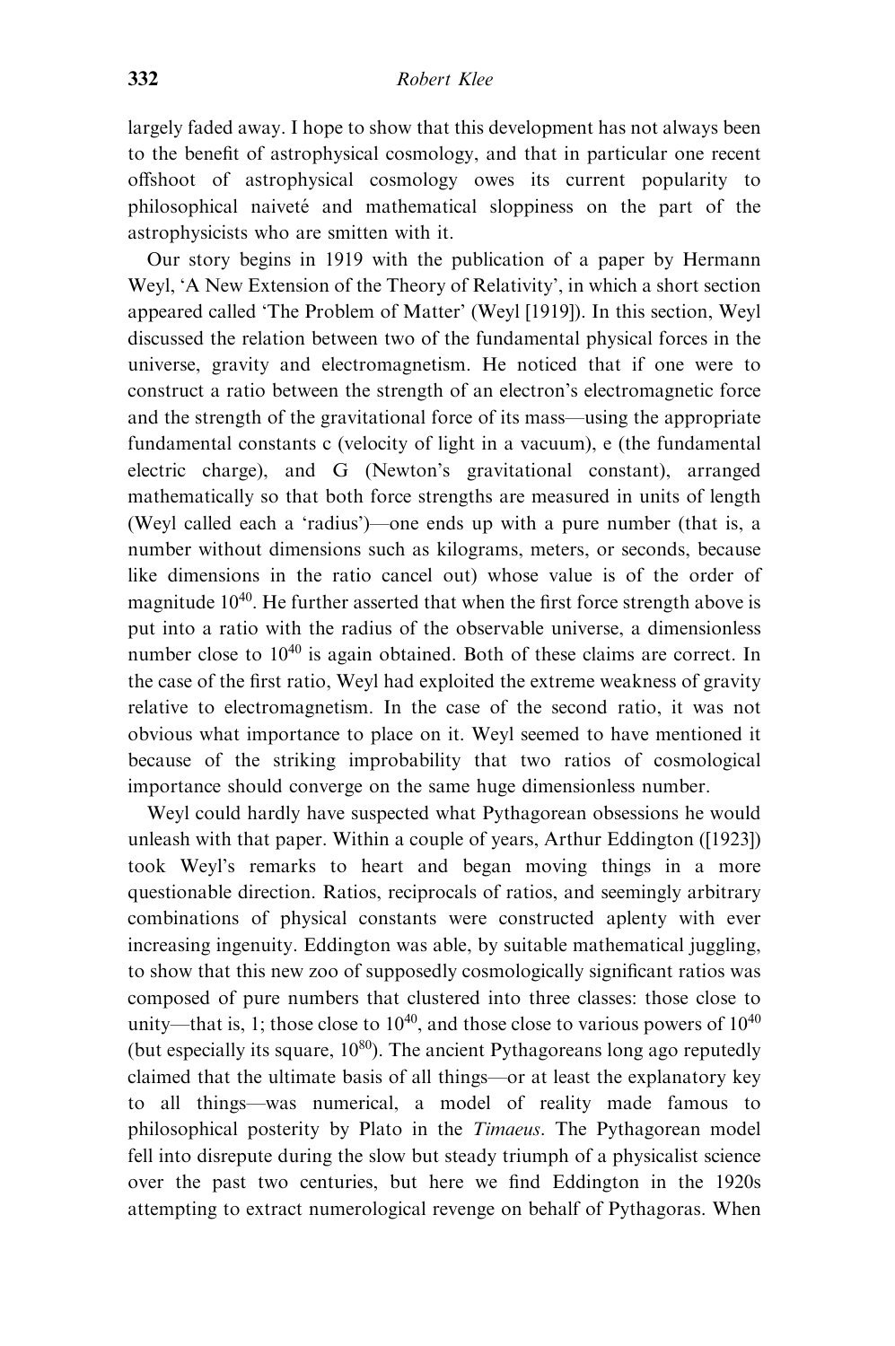largely faded away. I hope to show that this development has not always been to the benefit of astrophysical cosmology, and that in particular one recent offshoot of astrophysical cosmology owes its current popularity to philosophical naiveté and mathematical sloppiness on the part of the astrophysicists who are smitten with it.

Our story begins in 1919 with the publication of a paper by Hermann Weyl, 'A New Extension of the Theory of Relativity', in which a short section appeared called 'The Problem of Matter' (Weyl [1919]). In this section, Weyl discussed the relation between two of the fundamental physical forces in the universe, gravity and electromagnetism. He noticed that if one were to construct a ratio between the strength of an electron's electromagnetic force and the strength of the gravitational force of its mass—using the appropriate fundamental constants c (velocity of light in a vacuum), e (the fundamental electric charge), and G (Newton's gravitational constant), arranged mathematically so that both force strengths are measured in units of length (Weyl called each a 'radius')—one ends up with a pure number (that is, a number without dimensions such as kilograms, meters, or seconds, because like dimensions in the ratio cancel out) whose value is of the order of magnitude $10^{40}$. He further asserted that when the first force strength above is put into a ratio with the radius of the observable universe, a dimensionless number close to $10^{40}$ is again obtained. Both of these claims are correct. In the case of the first ratio, Weyl had exploited the extreme weakness of gravity relative to electromagnetism. In the case of the second ratio, it was not obvious what importance to place on it. Weyl seemed to have mentioned it because of the striking improbability that two ratios of cosmological importance should converge on the same huge dimensionless number.

Weyl could hardly have suspected what Pythagorean obsessions he would unleash with that paper. Within a couple of years, Arthur Eddington ([1923]) took Weyl's remarks to heart and began moving things in a more questionable direction. Ratios, reciprocals of ratios, and seemingly arbitrary combinations of physical constants were constructed aplenty with ever increasing ingenuity. Eddington was able, by suitable mathematical juggling, to show that this new zoo of supposedly cosmologically significant ratios was composed of pure numbers that clustered into three classes: those close to unity—that is, 1; those close to $10^{40}$, and those close to various powers of $10^{40}$ (but especially its square, $10^{80}$). The ancient Pythagoreans long ago reputedly claimed that the ultimate basis of all things—or at least the explanatory key to all things—was numerical, a model of reality made famous to philosophical posterity by Plato in the *Timaeus*. The Pythagorean model fell into disrepute during the slow but steady triumph of a physicalist science over the past two centuries, but here we find Eddington in the 1920s attempting to extract numerological revenge on behalf of Pythagoras. When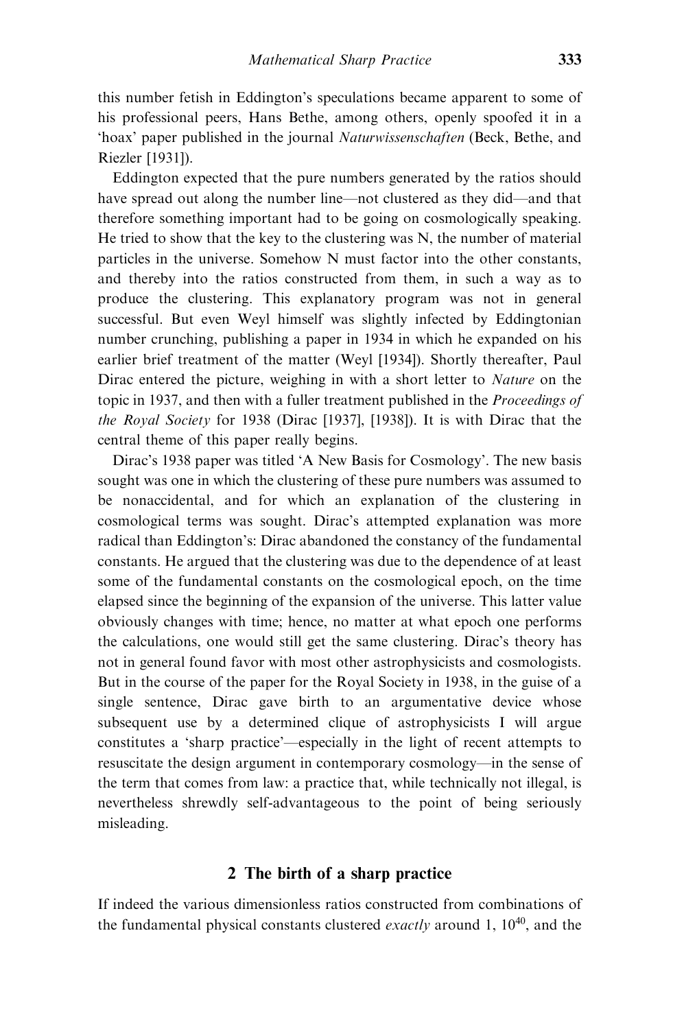this number fetish in Eddington's speculations became apparent to some of his professional peers, Hans Bethe, among others, openly spoofed it in a 'hoax' paper published in the journal *Naturwissenschaften* (Beck, Bethe, and Riezler [1931]).

Eddington expected that the pure numbers generated by the ratios should have spread out along the number line—not clustered as they did—and that therefore something important had to be going on cosmologically speaking. He tried to show that the key to the clustering was N, the number of material particles in the universe. Somehow N must factor into the other constants, and thereby into the ratios constructed from them, in such a way as to produce the clustering. This explanatory program was not in general successful. But even Weyl himself was slightly infected by Eddingtonian number crunching, publishing a paper in 1934 in which he expanded on his earlier brief treatment of the matter (Weyl [1934]). Shortly thereafter, Paul Dirac entered the picture, weighing in with a short letter to *Nature* on the topic in 1937, and then with a fuller treatment published in the *Proceedings of the Royal Society* for 1938 (Dirac [1937], [1938]). It is with Dirac that the central theme of this paper really begins.

Dirac's 1938 paper was titled 'A New Basis for Cosmology'. The new basis sought was one in which the clustering of these pure numbers was assumed to be nonaccidental, and for which an explanation of the clustering in cosmological terms was sought. Dirac's attempted explanation was more radical than Eddington's: Dirac abandoned the constancy of the fundamental constants. He argued that the clustering was due to the dependence of at least some of the fundamental constants on the cosmological epoch, on the time elapsed since the beginning of the expansion of the universe. This latter value obviously changes with time; hence, no matter at what epoch one performs the calculations, one would still get the same clustering. Dirac's theory has not in general found favor with most other astrophysicists and cosmologists. But in the course of the paper for the Royal Society in 1938, in the guise of a single sentence, Dirac gave birth to an argumentative device whose subsequent use by a determined clique of astrophysicists I will argue constitutes a 'sharp practice'—especially in the light of recent attempts to resuscitate the design argument in contemporary cosmology—in the sense of the term that comes from law: a practice that, while technically not illegal, is nevertheless shrewdly self-advantageous to the point of being seriously misleading.

## 2 The birth of a sharp practice

If indeed the various dimensionless ratios constructed from combinations of the fundamental physical constants clustered *exactly* around 1, $10^{40}$, and the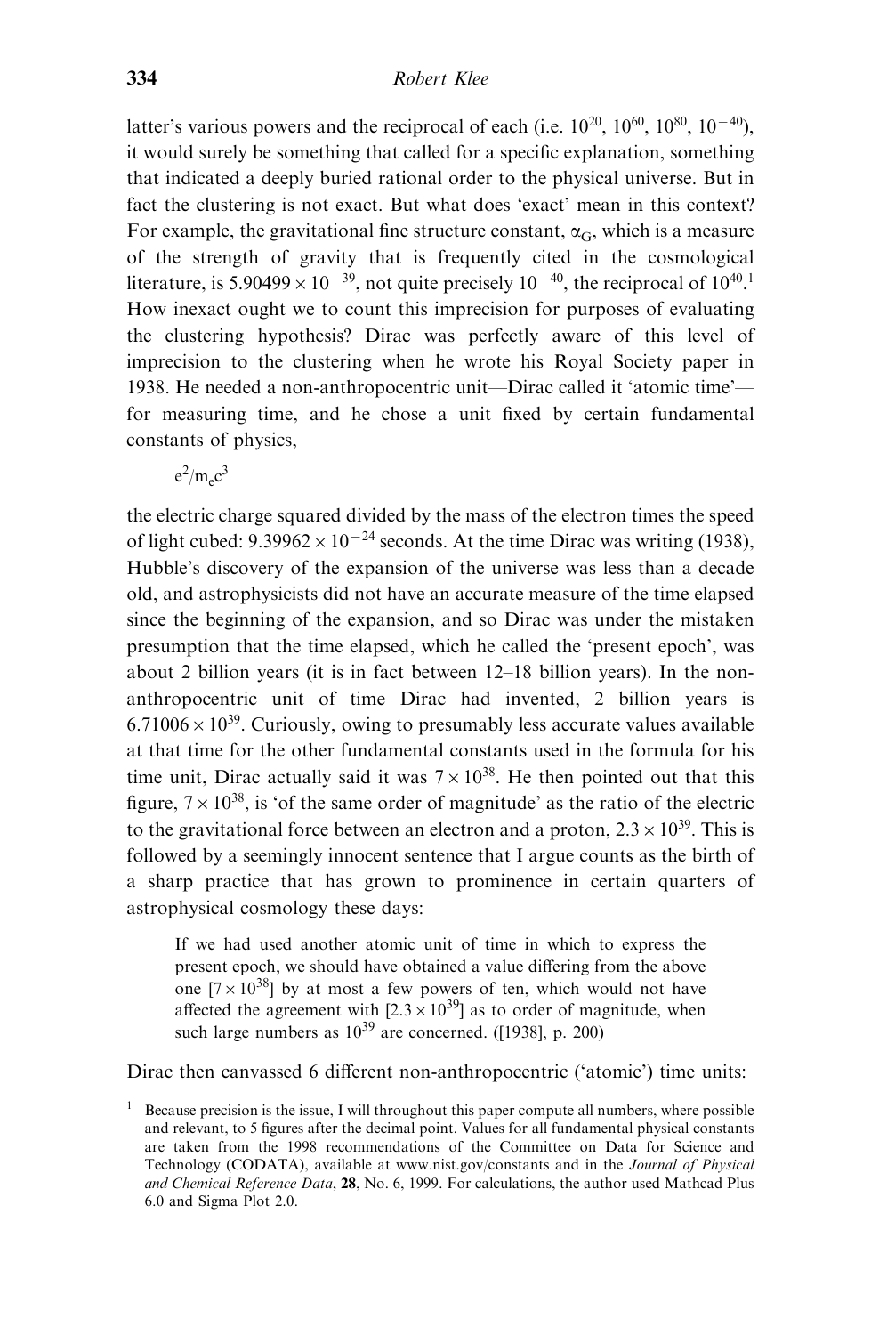latter's various powers and the reciprocal of each (i.e. $10^{20}$, $10^{60}$, $10^{80}$, $10^{-40}$), it would surely be something that called for a specific explanation, something that indicated a deeply buried rational order to the physical universe. But in fact the clustering is not exact. But what does 'exact' mean in this context? For example, the gravitational fine structure constant, $\alpha_G$, which is a measure of the strength of gravity that is frequently cited in the cosmological literature, is $5.90499 \times 10^{-39}$, not quite precisely $10^{-40}$, the reciprocal of $10^{40}$.[1] How inexact ought we to count this imprecision for purposes of evaluating the clustering hypothesis? Dirac was perfectly aware of this level of imprecision to the clustering when he wrote his Royal Society paper in 1938. He needed a non-anthropocentric unit—Dirac called it 'atomic time'—for measuring time, and he chose a unit fixed by certain fundamental constants of physics,

$$e^2/m_e c^3$$

the electric charge squared divided by the mass of the electron times the speed of light cubed: $9.39962 \times 10^{-24}$ seconds. At the time Dirac was writing (1938), Hubble's discovery of the expansion of the universe was less than a decade old, and astrophysicists did not have an accurate measure of the time elapsed since the beginning of the expansion, and so Dirac was under the mistaken presumption that the time elapsed, which he called the 'present epoch', was about 2 billion years (it is in fact between 12–18 billion years). In the non-anthropocentric unit of time Dirac had invented, 2 billion years is $6.71006 \times 10^{39}$. Curiously, owing to presumably less accurate values available at that time for the other fundamental constants used in the formula for his time unit, Dirac actually said it was $7 \times 10^{38}$. He then pointed out that this figure, $7 \times 10^{38}$, is 'of the same order of magnitude' as the ratio of the electric to the gravitational force between an electron and a proton, $2.3 \times 10^{39}$. This is followed by a seemingly innocent sentence that I argue counts as the birth of a sharp practice that has grown to prominence in certain quarters of astrophysical cosmology these days:

> If we had used another atomic unit of time in which to express the present epoch, we should have obtained a value differing from the above one [$7 \times 10^{38}$] by at most a few powers of ten, which would not have affected the agreement with [$2.3 \times 10^{39}$] as to order of magnitude, when such large numbers as $10^{39}$ are concerned. ([1938], p. 200)

Dirac then canvassed 6 different non-anthropocentric ('atomic') time units:

[1] Because precision is the issue, I will throughout this paper compute all numbers, where possible and relevant, to 5 figures after the decimal point. Values for all fundamental physical constants are taken from the 1998 recommendations of the Committee on Data for Science and Technology (CODATA), available at www.nist.gov/constants and in the *Journal of Physical and Chemical Reference Data*, **28**, No. 6, 1999. For calculations, the author used Mathcad Plus 6.0 and Sigma Plot 2.0.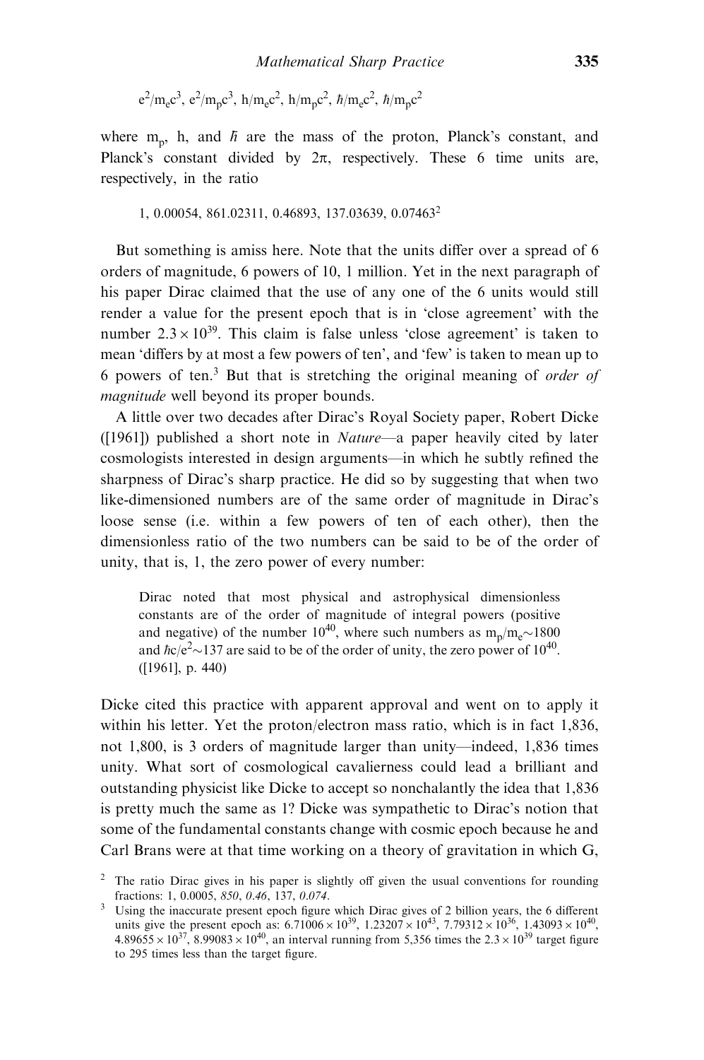$e^2/m_e c^3$, $e^2/m_p c^3$, $h/m_e c^2$, $h/m_p c^2$, $\hbar/m_e c^2$, $\hbar/m_p c^2$

where $m_p$, h, and $\hbar$ are the mass of the proton, Planck's constant, and Planck's constant divided by $2\pi$, respectively. These 6 time units are, respectively, in the ratio

1, 0.00054, 861.02311, 0.46893, 137.03639, 0.07463[2]

But something is amiss here. Note that the units differ over a spread of 6 orders of magnitude, 6 powers of 10, 1 million. Yet in the next paragraph of his paper Dirac claimed that the use of any one of the 6 units would still render a value for the present epoch that is in 'close agreement' with the number $2.3 \times 10^{39}$. This claim is false unless 'close agreement' is taken to mean 'differs by at most a few powers of ten', and 'few' is taken to mean up to 6 powers of ten.[3] But that is stretching the original meaning of *order of magnitude* well beyond its proper bounds.

A little over two decades after Dirac's Royal Society paper, Robert Dicke ([1961]) published a short note in *Nature*—a paper heavily cited by later cosmologists interested in design arguments—in which he subtly refined the sharpness of Dirac's sharp practice. He did so by suggesting that when two like-dimensioned numbers are of the same order of magnitude in Dirac's loose sense (i.e. within a few powers of ten of each other), then the dimensionless ratio of the two numbers can be said to be of the order of unity, that is, 1, the zero power of every number:

> Dirac noted that most physical and astrophysical dimensionless constants are of the order of magnitude of integral powers (positive and negative) of the number $10^{40}$, where such numbers as $m_p/m_e \sim 1800$ and $\hbar c/e^2 \sim 137$ are said to be of the order of unity, the zero power of $10^{40}$. ([1961], p. 440)

Dicke cited this practice with apparent approval and went on to apply it within his letter. Yet the proton/electron mass ratio, which is in fact 1,836, not 1,800, is 3 orders of magnitude larger than unity—indeed, 1,836 times unity. What sort of cosmological cavalierness could lead a brilliant and outstanding physicist like Dicke to accept so nonchalantly the idea that 1,836 is pretty much the same as 1? Dicke was sympathetic to Dirac's notion that some of the fundamental constants change with cosmic epoch because he and Carl Brans were at that time working on a theory of gravitation in which G,

[2] The ratio Dirac gives in his paper is slightly off given the usual conventions for rounding fractions: 1, 0.0005, *850*, *0.46*, 137, *0.074*.

[3] Using the inaccurate present epoch figure which Dirac gives of 2 billion years, the 6 different units give the present epoch as: $6.71006 \times 10^{39}$, $1.23207 \times 10^{43}$, $7.79312 \times 10^{36}$, $1.43093 \times 10^{40}$, $4.89655 \times 10^{37}$, $8.99083 \times 10^{40}$, an interval running from 5,356 times the $2.3 \times 10^{39}$ target figure to 295 times less than the target figure.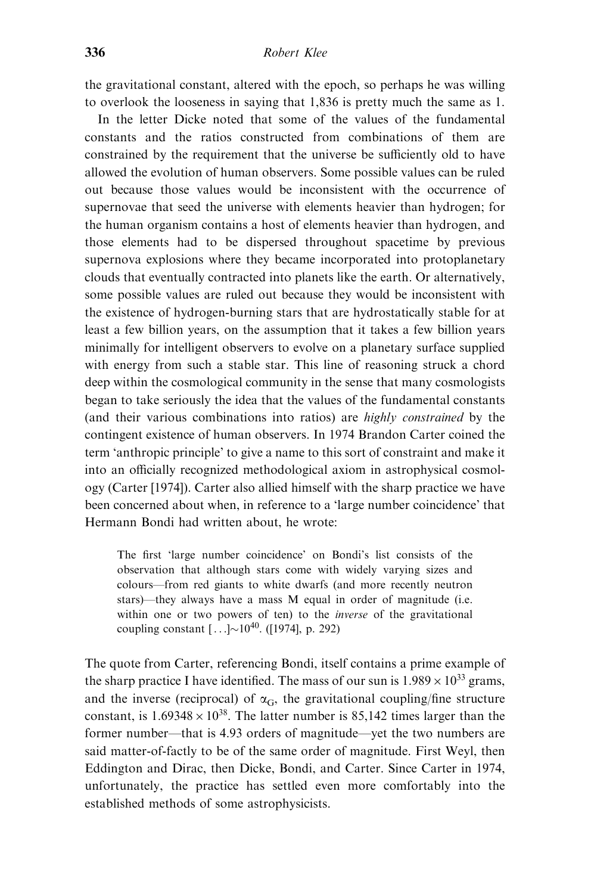the gravitational constant, altered with the epoch, so perhaps he was willing to overlook the looseness in saying that 1,836 is pretty much the same as 1.

In the letter Dicke noted that some of the values of the fundamental constants and the ratios constructed from combinations of them are constrained by the requirement that the universe be sufficiently old to have allowed the evolution of human observers. Some possible values can be ruled out because those values would be inconsistent with the occurrence of supernovae that seed the universe with elements heavier than hydrogen; for the human organism contains a host of elements heavier than hydrogen, and those elements had to be dispersed throughout spacetime by previous supernova explosions where they became incorporated into protoplanetary clouds that eventually contracted into planets like the earth. Or alternatively, some possible values are ruled out because they would be inconsistent with the existence of hydrogen-burning stars that are hydrostatically stable for at least a few billion years, on the assumption that it takes a few billion years minimally for intelligent observers to evolve on a planetary surface supplied with energy from such a stable star. This line of reasoning struck a chord deep within the cosmological community in the sense that many cosmologists began to take seriously the idea that the values of the fundamental constants (and their various combinations into ratios) are *highly constrained* by the contingent existence of human observers. In 1974 Brandon Carter coined the term 'anthropic principle' to give a name to this sort of constraint and make it into an officially recognized methodological axiom in astrophysical cosmology (Carter [1974]). Carter also allied himself with the sharp practice we have been concerned about when, in reference to a 'large number coincidence' that Hermann Bondi had written about, he wrote:

> The first 'large number coincidence' on Bondi's list consists of the observation that although stars come with widely varying sizes and colours—from red giants to white dwarfs (and more recently neutron stars)—they always have a mass M equal in order of magnitude (i.e. within one or two powers of ten) to the *inverse* of the gravitational coupling constant [...]$\sim 10^{40}$. ([1974], p. 292)

The quote from Carter, referencing Bondi, itself contains a prime example of the sharp practice I have identified. The mass of our sun is $1.989 \times 10^{33}$ grams, and the inverse (reciprocal) of $\alpha_G$, the gravitational coupling/fine structure constant, is $1.69348 \times 10^{38}$. The latter number is 85,142 times larger than the former number—that is 4.93 orders of magnitude—yet the two numbers are said matter-of-factly to be of the same order of magnitude. First Weyl, then Eddington and Dirac, then Dicke, Bondi, and Carter. Since Carter in 1974, unfortunately, the practice has settled even more comfortably into the established methods of some astrophysicists.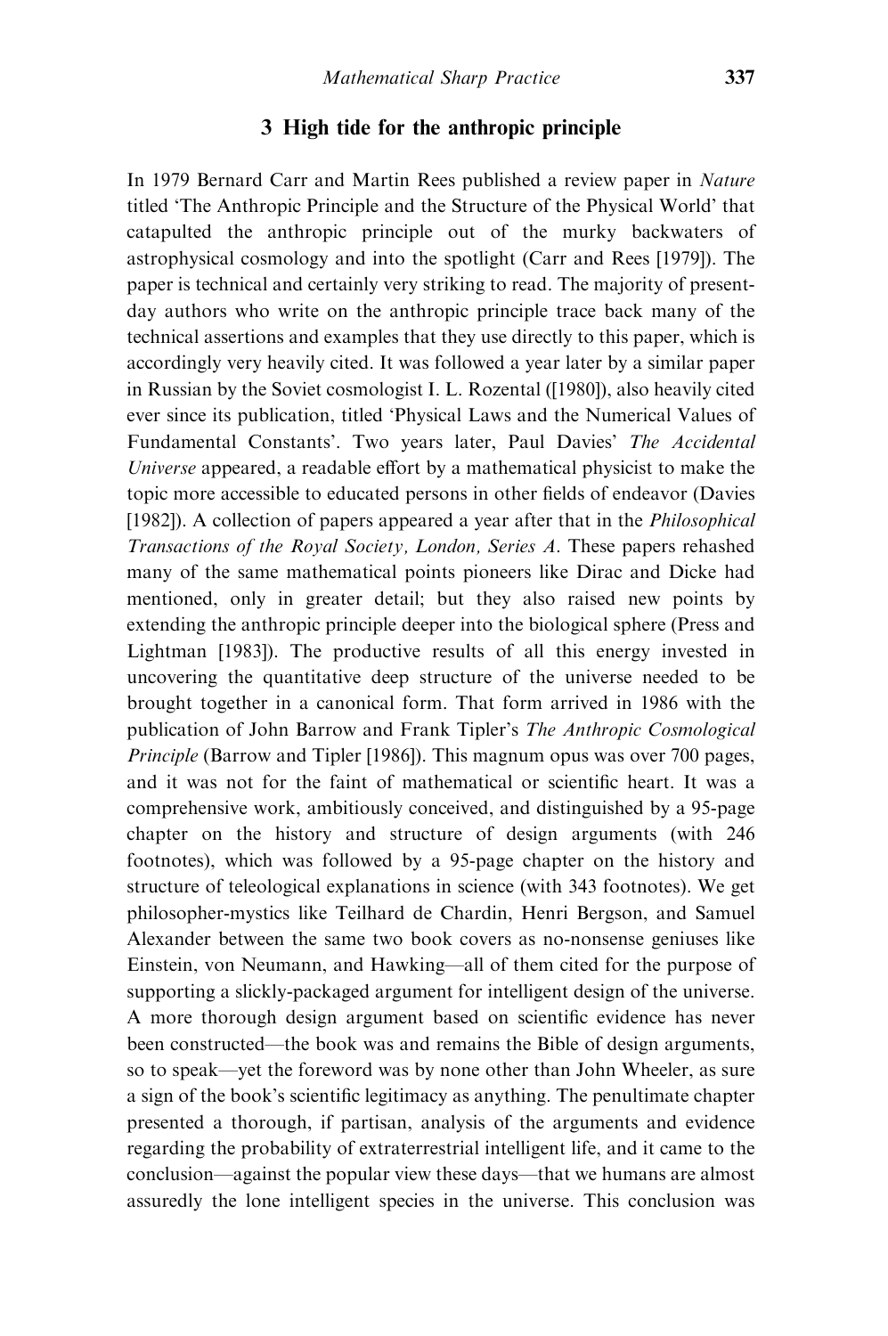## 3 High tide for the anthropic principle

In 1979 Bernard Carr and Martin Rees published a review paper in *Nature* titled 'The Anthropic Principle and the Structure of the Physical World' that catapulted the anthropic principle out of the murky backwaters of astrophysical cosmology and into the spotlight (Carr and Rees [1979]). The paper is technical and certainly very striking to read. The majority of present-day authors who write on the anthropic principle trace back many of the technical assertions and examples that they use directly to this paper, which is accordingly very heavily cited. It was followed a year later by a similar paper in Russian by the Soviet cosmologist I. L. Rozental ([1980]), also heavily cited ever since its publication, titled 'Physical Laws and the Numerical Values of Fundamental Constants'. Two years later, Paul Davies' *The Accidental Universe* appeared, a readable effort by a mathematical physicist to make the topic more accessible to educated persons in other fields of endeavor (Davies [1982]). A collection of papers appeared a year after that in the *Philosophical Transactions of the Royal Society, London, Series A*. These papers rehashed many of the same mathematical points pioneers like Dirac and Dicke had mentioned, only in greater detail; but they also raised new points by extending the anthropic principle deeper into the biological sphere (Press and Lightman [1983]). The productive results of all this energy invested in uncovering the quantitative deep structure of the universe needed to be brought together in a canonical form. That form arrived in 1986 with the publication of John Barrow and Frank Tipler's *The Anthropic Cosmological Principle* (Barrow and Tipler [1986]). This magnum opus was over 700 pages, and it was not for the faint of mathematical or scientific heart. It was a comprehensive work, ambitiously conceived, and distinguished by a 95-page chapter on the history and structure of design arguments (with 246 footnotes), which was followed by a 95-page chapter on the history and structure of teleological explanations in science (with 343 footnotes). We get philosopher-mystics like Teilhard de Chardin, Henri Bergson, and Samuel Alexander between the same two book covers as no-nonsense geniuses like Einstein, von Neumann, and Hawking—all of them cited for the purpose of supporting a slickly-packaged argument for intelligent design of the universe. A more thorough design argument based on scientific evidence has never been constructed—the book was and remains the Bible of design arguments, so to speak—yet the foreword was by none other than John Wheeler, as sure a sign of the book's scientific legitimacy as anything. The penultimate chapter presented a thorough, if partisan, analysis of the arguments and evidence regarding the probability of extraterrestrial intelligent life, and it came to the conclusion—against the popular view these days—that we humans are almost assuredly the lone intelligent species in the universe. This conclusion was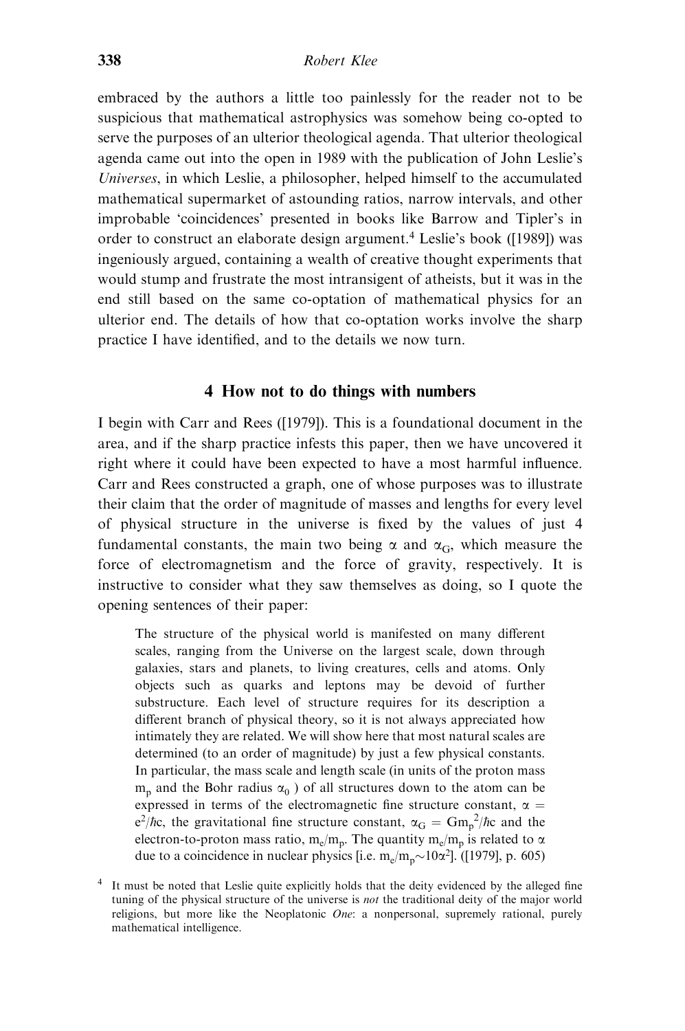embraced by the authors a little too painlessly for the reader not to be suspicious that mathematical astrophysics was somehow being co-opted to serve the purposes of an ulterior theological agenda. That ulterior theological agenda came out into the open in 1989 with the publication of John Leslie's *Universes*, in which Leslie, a philosopher, helped himself to the accumulated mathematical supermarket of astounding ratios, narrow intervals, and other improbable 'coincidences' presented in books like Barrow and Tipler's in order to construct an elaborate design argument.[4] Leslie's book ([1989]) was ingeniously argued, containing a wealth of creative thought experiments that would stump and frustrate the most intransigent of atheists, but it was in the end still based on the same co-optation of mathematical physics for an ulterior end. The details of how that co-optation works involve the sharp practice I have identified, and to the details we now turn.

## 4 How not to do things with numbers

I begin with Carr and Rees ([1979]). This is a foundational document in the area, and if the sharp practice infests this paper, then we have uncovered it right where it could have been expected to have a most harmful influence. Carr and Rees constructed a graph, one of whose purposes was to illustrate their claim that the order of magnitude of masses and lengths for every level of physical structure in the universe is fixed by the values of just 4 fundamental constants, the main two being $\alpha$ and $\alpha_G$, which measure the force of electromagnetism and the force of gravity, respectively. It is instructive to consider what they saw themselves as doing, so I quote the opening sentences of their paper:

> The structure of the physical world is manifested on many different scales, ranging from the Universe on the largest scale, down through galaxies, stars and planets, to living creatures, cells and atoms. Only objects such as quarks and leptons may be devoid of further substructure. Each level of structure requires for its description a different branch of physical theory, so it is not always appreciated how intimately they are related. We will show here that most natural scales are determined (to an order of magnitude) by just a few physical constants. In particular, the mass scale and length scale (in units of the proton mass $m_p$ and the Bohr radius $\alpha_0$ ) of all structures down to the atom can be expressed in terms of the electromagnetic fine structure constant, $\alpha = e^2/\hbar c$, the gravitational fine structure constant, $\alpha_G = Gm_p^2/\hbar c$ and the electron-to-proton mass ratio, $m_e/m_p$. The quantity $m_e/m_p$ is related to $\alpha$ due to a coincidence in nuclear physics [i.e. $m_e/m_p \sim 10\alpha^2$]. ([1979], p. 605)

[4] It must be noted that Leslie quite explicitly holds that the deity evidenced by the alleged fine tuning of the physical structure of the universe is *not* the traditional deity of the major world religions, but more like the Neoplatonic *One*: a nonpersonal, supremely rational, purely mathematical intelligence.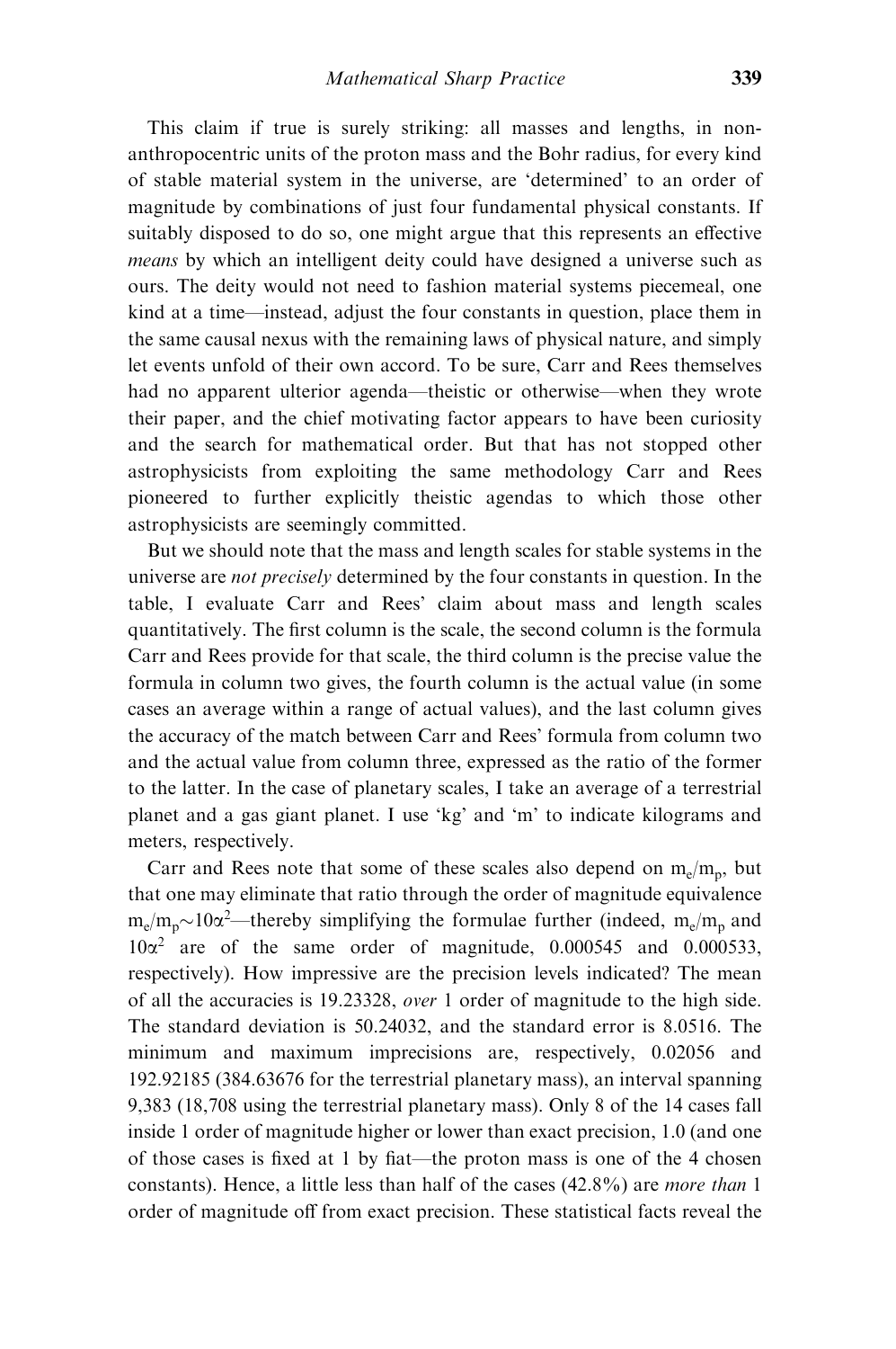This claim if true is surely striking: all masses and lengths, in non-anthropocentric units of the proton mass and the Bohr radius, for every kind of stable material system in the universe, are 'determined' to an order of magnitude by combinations of just four fundamental physical constants. If suitably disposed to do so, one might argue that this represents an effective *means* by which an intelligent deity could have designed a universe such as ours. The deity would not need to fashion material systems piecemeal, one kind at a time—instead, adjust the four constants in question, place them in the same causal nexus with the remaining laws of physical nature, and simply let events unfold of their own accord. To be sure, Carr and Rees themselves had no apparent ulterior agenda—theistic or otherwise—when they wrote their paper, and the chief motivating factor appears to have been curiosity and the search for mathematical order. But that has not stopped other astrophysicists from exploiting the same methodology Carr and Rees pioneered to further explicitly theistic agendas to which those other astrophysicists are seemingly committed.

But we should note that the mass and length scales for stable systems in the universe are *not precisely* determined by the four constants in question. In the table, I evaluate Carr and Rees' claim about mass and length scales quantitatively. The first column is the scale, the second column is the formula Carr and Rees provide for that scale, the third column is the precise value the formula in column two gives, the fourth column is the actual value (in some cases an average within a range of actual values), and the last column gives the accuracy of the match between Carr and Rees' formula from column two and the actual value from column three, expressed as the ratio of the former to the latter. In the case of planetary scales, I take an average of a terrestrial planet and a gas giant planet. I use 'kg' and 'm' to indicate kilograms and meters, respectively.

Carr and Rees note that some of these scales also depend on $m_e/m_p$, but that one may eliminate that ratio through the order of magnitude equivalence $m_e/m_p \sim 10\alpha^2$—thereby simplifying the formulae further (indeed, $m_e/m_p$ and $10\alpha^2$ are of the same order of magnitude, 0.000545 and 0.000533, respectively). How impressive are the precision levels indicated? The mean of all the accuracies is 19.23328, *over* 1 order of magnitude to the high side. The standard deviation is 50.24032, and the standard error is 8.0516. The minimum and maximum imprecisions are, respectively, 0.02056 and 192.92185 (384.63676 for the terrestrial planetary mass), an interval spanning 9,383 (18,708 using the terrestrial planetary mass). Only 8 of the 14 cases fall inside 1 order of magnitude higher or lower than exact precision, 1.0 (and one of those cases is fixed at 1 by fiat—the proton mass is one of the 4 chosen constants). Hence, a little less than half of the cases (42.8%) are *more than* 1 order of magnitude off from exact precision. These statistical facts reveal the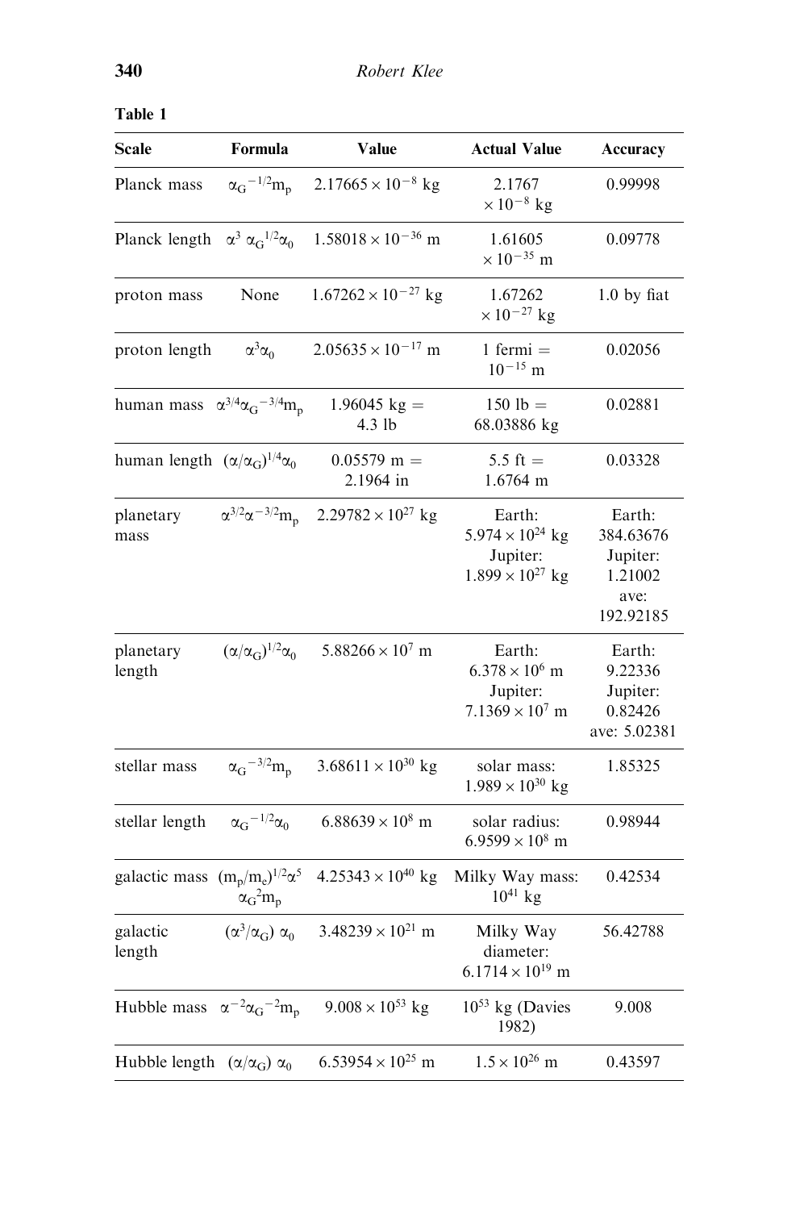**Table 1**

| Scale | Formula | Value | Actual Value | Accuracy |
|---|---|---|---|---|
| Planck mass | $\alpha_G^{-1/2}m_p$ | $2.17665 \times 10^{-8}$ kg | $2.1767 \times 10^{-8}$ kg | 0.99998 |
| Planck length | $\alpha^3\ \alpha_G^{1/2}\alpha_0$ | $1.58018 \times 10^{-36}$ m | $1.61605 \times 10^{-35}$ m | 0.09778 |
| proton mass | None | $1.67262 \times 10^{-27}$ kg | $1.67262 \times 10^{-27}$ kg | 1.0 by fiat |
| proton length | $\alpha^3\alpha_0$ | $2.05635 \times 10^{-17}$ m | 1 fermi = $10^{-15}$ m | 0.02056 |
| human mass | $\alpha^{3/4}\alpha_G^{-3/4}m_p$ | 1.96045 kg = 4.3 lb | 150 lb = 68.03886 kg | 0.02881 |
| human length | $(\alpha/\alpha_G)^{1/4}\alpha_0$ | 0.05579 m = 2.1964 in | 5.5 ft = 1.6764 m | 0.03328 |
| planetary mass | $\alpha^{3/2}\alpha^{-3/2}m_p$ | $2.29782 \times 10^{27}$ kg | Earth: $5.974 \times 10^{24}$ kg Jupiter: $1.899 \times 10^{27}$ kg | Earth: 384.63676 Jupiter: 1.21002 ave: 192.92185 |
| planetary length | $(\alpha/\alpha_G)^{1/2}\alpha_0$ | $5.88266 \times 10^7$ m | Earth: $6.378 \times 10^6$ m Jupiter: $7.1369 \times 10^7$ m | Earth: 9.22336 Jupiter: 0.82426 ave: 5.02381 |
| stellar mass | $\alpha_G^{-3/2}m_p$ | $3.68611 \times 10^{30}$ kg | solar mass: $1.989 \times 10^{30}$ kg | 1.85325 |
| stellar length | $\alpha_G^{-1/2}\alpha_0$ | $6.88639 \times 10^8$ m | solar radius: $6.9599 \times 10^8$ m | 0.98944 |
| galactic mass | $(m_p/m_e)^{1/2}\alpha^5\ \alpha_G^2 m_p$ | $4.25343 \times 10^{40}$ kg | Milky Way mass: $10^{41}$ kg | 0.42534 |
| galactic length | $(\alpha^3/\alpha_G)\ \alpha_0$ | $3.48239 \times 10^{21}$ m | Milky Way diameter: $6.1714 \times 10^{19}$ m | 56.42788 |
| Hubble mass | $\alpha^{-2}\alpha_G^{-2}m_p$ | $9.008 \times 10^{53}$ kg | $10^{53}$ kg (Davies 1982) | 9.008 |
| Hubble length | $(\alpha/\alpha_G)\ \alpha_0$ | $6.53954 \times 10^{25}$ m | $1.5 \times 10^{26}$ m | 0.43597 |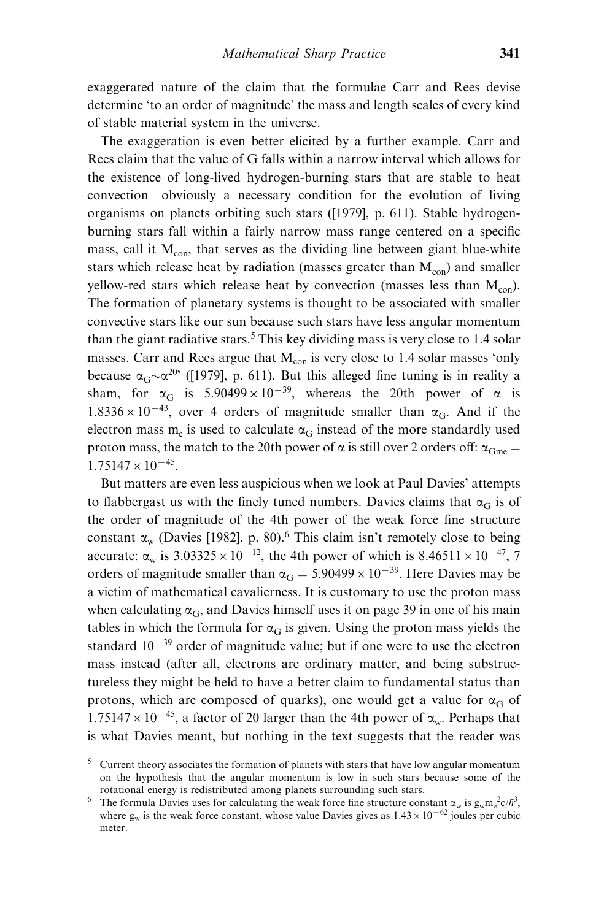exaggerated nature of the claim that the formulae Carr and Rees devise determine 'to an order of magnitude' the mass and length scales of every kind of stable material system in the universe.

The exaggeration is even better elicited by a further example. Carr and Rees claim that the value of G falls within a narrow interval which allows for the existence of long-lived hydrogen-burning stars that are stable to heat convection—obviously a necessary condition for the evolution of living organisms on planets orbiting such stars ([1979], p. 611). Stable hydrogen-burning stars fall within a fairly narrow mass range centered on a specific mass, call it $M_{con}$, that serves as the dividing line between giant blue-white stars which release heat by radiation (masses greater than $M_{con}$) and smaller yellow-red stars which release heat by convection (masses less than $M_{con}$). The formation of planetary systems is thought to be associated with smaller convective stars like our sun because such stars have less angular momentum than the giant radiative stars.[5] This key dividing mass is very close to 1.4 solar masses. Carr and Rees argue that $M_{con}$ is very close to 1.4 solar masses 'only because $\alpha_G \sim \alpha^{20}$' ([1979], p. 611). But this alleged fine tuning is in reality a sham, for $\alpha_G$ is $5.90499 \times 10^{-39}$, whereas the 20th power of $\alpha$ is $1.8336 \times 10^{-43}$, over 4 orders of magnitude smaller than $\alpha_G$. And if the electron mass $m_e$ is used to calculate $\alpha_G$ instead of the more standardly used proton mass, the match to the 20th power of $\alpha$ is still over 2 orders off: $\alpha_{Gme} = 1.75147 \times 10^{-45}$.

But matters are even less auspicious when we look at Paul Davies' attempts to flabbergast us with the finely tuned numbers. Davies claims that $\alpha_G$ is of the order of magnitude of the 4th power of the weak force fine structure constant $\alpha_w$ (Davies [1982], p. 80).[6] This claim isn't remotely close to being accurate: $\alpha_w$ is $3.03325 \times 10^{-12}$, the 4th power of which is $8.46511 \times 10^{-47}$, 7 orders of magnitude smaller than $\alpha_G = 5.90499 \times 10^{-39}$. Here Davies may be a victim of mathematical cavalierness. It is customary to use the proton mass when calculating $\alpha_G$, and Davies himself uses it on page 39 in one of his main tables in which the formula for $\alpha_G$ is given. Using the proton mass yields the standard $10^{-39}$ order of magnitude value; but if one were to use the electron mass instead (after all, electrons are ordinary matter, and being substructureless they might be held to have a better claim to fundamental status than protons, which are composed of quarks), one would get a value for $\alpha_G$ of $1.75147 \times 10^{-45}$, a factor of 20 larger than the 4th power of $\alpha_w$. Perhaps that is what Davies meant, but nothing in the text suggests that the reader was

[5] Current theory associates the formation of planets with stars that have low angular momentum on the hypothesis that the angular momentum is low in such stars because some of the rotational energy is redistributed among planets surrounding such stars.

[6] The formula Davies uses for calculating the weak force fine structure constant $\alpha_w$ is $g_w m_e^2 c/\hbar^3$, where $g_w$ is the weak force constant, whose value Davies gives as $1.43 \times 10^{-62}$ joules per cubic meter.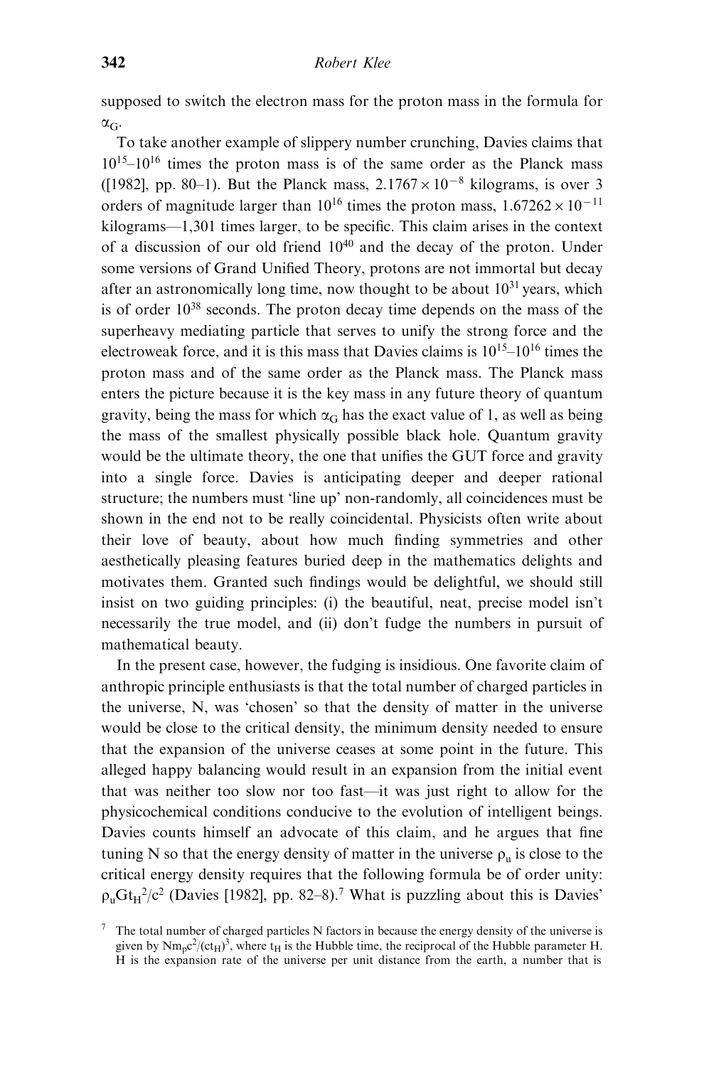supposed to switch the electron mass for the proton mass in the formula for $\alpha_G$.

To take another example of slippery number crunching, Davies claims that $10^{15}$–$10^{16}$ times the proton mass is of the same order as the Planck mass ([1982], pp. 80–1). But the Planck mass, $2.1767 \times 10^{-8}$ kilograms, is over 3 orders of magnitude larger than $10^{16}$ times the proton mass, $1.67262 \times 10^{-11}$ kilograms—1,301 times larger, to be specific. This claim arises in the context of a discussion of our old friend $10^{40}$ and the decay of the proton. Under some versions of Grand Unified Theory, protons are not immortal but decay after an astronomically long time, now thought to be about $10^{31}$ years, which is of order $10^{38}$ seconds. The proton decay time depends on the mass of the superheavy mediating particle that serves to unify the strong force and the electroweak force, and it is this mass that Davies claims is $10^{15}$–$10^{16}$ times the proton mass and of the same order as the Planck mass. The Planck mass enters the picture because it is the key mass in any future theory of quantum gravity, being the mass for which $\alpha_G$ has the exact value of 1, as well as being the mass of the smallest physically possible black hole. Quantum gravity would be the ultimate theory, the one that unifies the GUT force and gravity into a single force. Davies is anticipating deeper and deeper rational structure; the numbers must 'line up' non-randomly, all coincidences must be shown in the end not to be really coincidental. Physicists often write about their love of beauty, about how much finding symmetries and other aesthetically pleasing features buried deep in the mathematics delights and motivates them. Granted such findings would be delightful, we should still insist on two guiding principles: (i) the beautiful, neat, precise model isn't necessarily the true model, and (ii) don't fudge the numbers in pursuit of mathematical beauty.

In the present case, however, the fudging is insidious. One favorite claim of anthropic principle enthusiasts is that the total number of charged particles in the universe, N, was 'chosen' so that the density of matter in the universe would be close to the critical density, the minimum density needed to ensure that the expansion of the universe ceases at some point in the future. This alleged happy balancing would result in an expansion from the initial event that was neither too slow nor too fast—it was just right to allow for the physicochemical conditions conducive to the evolution of intelligent beings. Davies counts himself an advocate of this claim, and he argues that fine tuning N so that the energy density of matter in the universe $\rho_u$ is close to the critical energy density requires that the following formula be of order unity: $\rho_u G t_H^2/c^2$ (Davies [1982], pp. 82–8).[7] What is puzzling about this is Davies'

[7] The total number of charged particles N factors in because the energy density of the universe is given by $Nm_pc^2/(ct_H)^3$, where $t_H$ is the Hubble time, the reciprocal of the Hubble parameter H. H is the expansion rate of the universe per unit distance from the earth, a number that is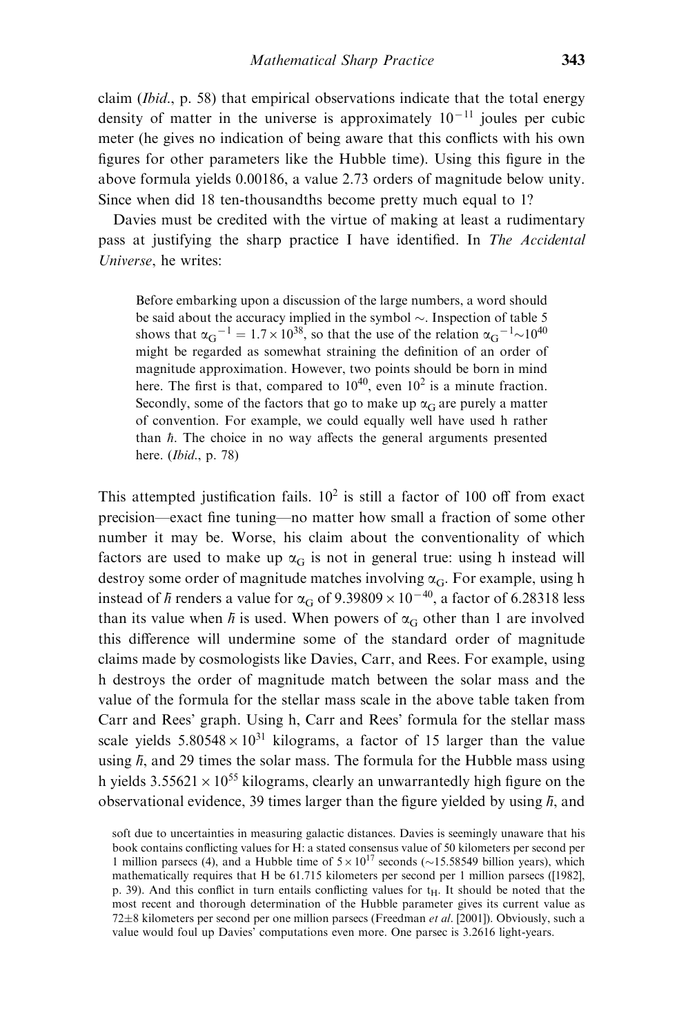claim (*Ibid*., p. 58) that empirical observations indicate that the total energy density of matter in the universe is approximately $10^{-11}$ joules per cubic meter (he gives no indication of being aware that this conflicts with his own figures for other parameters like the Hubble time). Using this figure in the above formula yields 0.00186, a value 2.73 orders of magnitude below unity. Since when did 18 ten-thousandths become pretty much equal to 1?

Davies must be credited with the virtue of making at least a rudimentary pass at justifying the sharp practice I have identified. In *The Accidental Universe*, he writes:

> Before embarking upon a discussion of the large numbers, a word should be said about the accuracy implied in the symbol $\sim$. Inspection of table 5 shows that $\alpha_G{}^{-1} = 1.7 \times 10^{38}$, so that the use of the relation $\alpha_G{}^{-1} \sim 10^{40}$ might be regarded as somewhat straining the definition of an order of magnitude approximation. However, two points should be born in mind here. The first is that, compared to $10^{40}$, even $10^2$ is a minute fraction. Secondly, some of the factors that go to make up $\alpha_G$ are purely a matter of convention. For example, we could equally well have used h rather than $\hbar$. The choice in no way affects the general arguments presented here. (*Ibid*., p. 78)

This attempted justification fails. $10^2$ is still a factor of 100 off from exact precision—exact fine tuning—no matter how small a fraction of some other number it may be. Worse, his claim about the conventionality of which factors are used to make up $\alpha_G$ is not in general true: using h instead will destroy some order of magnitude matches involving $\alpha_G$. For example, using h instead of $\hbar$ renders a value for $\alpha_G$ of $9.39809 \times 10^{-40}$, a factor of 6.28318 less than its value when $\hbar$ is used. When powers of $\alpha_G$ other than 1 are involved this difference will undermine some of the standard order of magnitude claims made by cosmologists like Davies, Carr, and Rees. For example, using h destroys the order of magnitude match between the solar mass and the value of the formula for the stellar mass scale in the above table taken from Carr and Rees' graph. Using h, Carr and Rees' formula for the stellar mass scale yields $5.80548 \times 10^{31}$ kilograms, a factor of 15 larger than the value using $\hbar$, and 29 times the solar mass. The formula for the Hubble mass using h yields $3.55621 \times 10^{55}$ kilograms, clearly an unwarrantedly high figure on the observational evidence, 39 times larger than the figure yielded by using $\hbar$, and

soft due to uncertainties in measuring galactic distances. Davies is seemingly unaware that his book contains conflicting values for H: a stated consensus value of 50 kilometers per second per 1 million parsecs (4), and a Hubble time of $5 \times 10^{17}$ seconds ($\sim$15.58549 billion years), which mathematically requires that H be 61.715 kilometers per second per 1 million parsecs ([1982], p. 39). And this conflict in turn entails conflicting values for $t_H$. It should be noted that the most recent and thorough determination of the Hubble parameter gives its current value as $72 \pm 8$ kilometers per second per one million parsecs (Freedman *et al*. [2001]). Obviously, such a value would foul up Davies' computations even more. One parsec is 3.2616 light-years.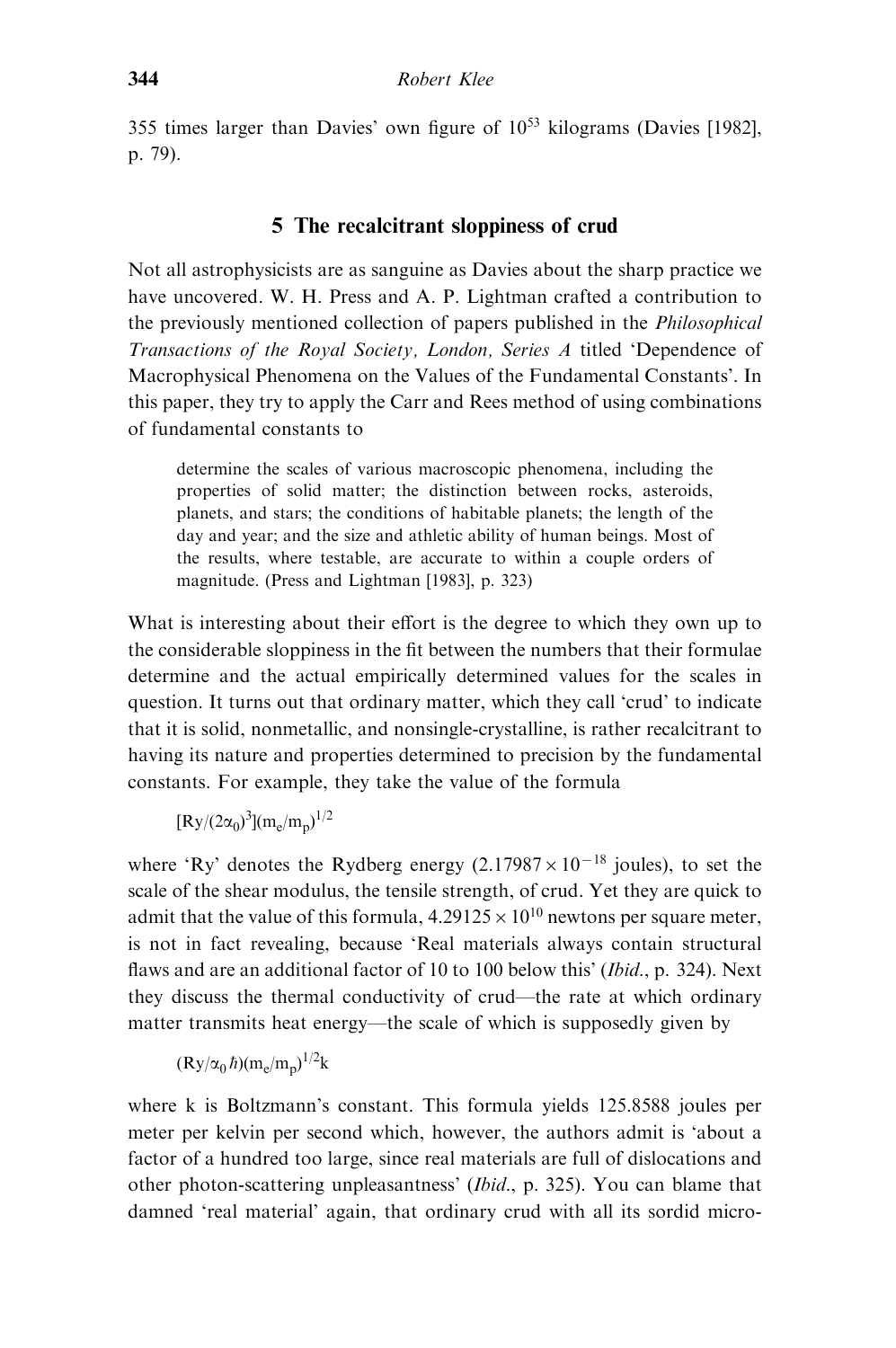355 times larger than Davies' own figure of $10^{53}$ kilograms (Davies [1982], p. 79).

## 5 The recalcitrant sloppiness of crud

Not all astrophysicists are as sanguine as Davies about the sharp practice we have uncovered. W. H. Press and A. P. Lightman crafted a contribution to the previously mentioned collection of papers published in the *Philosophical Transactions of the Royal Society, London, Series A* titled 'Dependence of Macrophysical Phenomena on the Values of the Fundamental Constants'. In this paper, they try to apply the Carr and Rees method of using combinations of fundamental constants to

> determine the scales of various macroscopic phenomena, including the properties of solid matter; the distinction between rocks, asteroids, planets, and stars; the conditions of habitable planets; the length of the day and year; and the size and athletic ability of human beings. Most of the results, where testable, are accurate to within a couple orders of magnitude. (Press and Lightman [1983], p. 323)

What is interesting about their effort is the degree to which they own up to the considerable sloppiness in the fit between the numbers that their formulae determine and the actual empirically determined values for the scales in question. It turns out that ordinary matter, which they call 'crud' to indicate that it is solid, nonmetallic, and nonsingle-crystalline, is rather recalcitrant to having its nature and properties determined to precision by the fundamental constants. For example, they take the value of the formula

$$[Ry/(2\alpha_0)^3](m_e/m_p)^{1/2}$$

where 'Ry' denotes the Rydberg energy ($2.17987 \times 10^{-18}$ joules), to set the scale of the shear modulus, the tensile strength, of crud. Yet they are quick to admit that the value of this formula, $4.29125 \times 10^{10}$ newtons per square meter, is not in fact revealing, because 'Real materials always contain structural flaws and are an additional factor of 10 to 100 below this' (*Ibid*., p. 324). Next they discuss the thermal conductivity of crud—the rate at which ordinary matter transmits heat energy—the scale of which is supposedly given by

$$(Ry/\alpha_0 \hbar)(m_e/m_p)^{1/2}k$$

where k is Boltzmann's constant. This formula yields 125.8588 joules per meter per kelvin per second which, however, the authors admit is 'about a factor of a hundred too large, since real materials are full of dislocations and other photon-scattering unpleasantness' (*Ibid*., p. 325). You can blame that damned 'real material' again, that ordinary crud with all its sordid micro-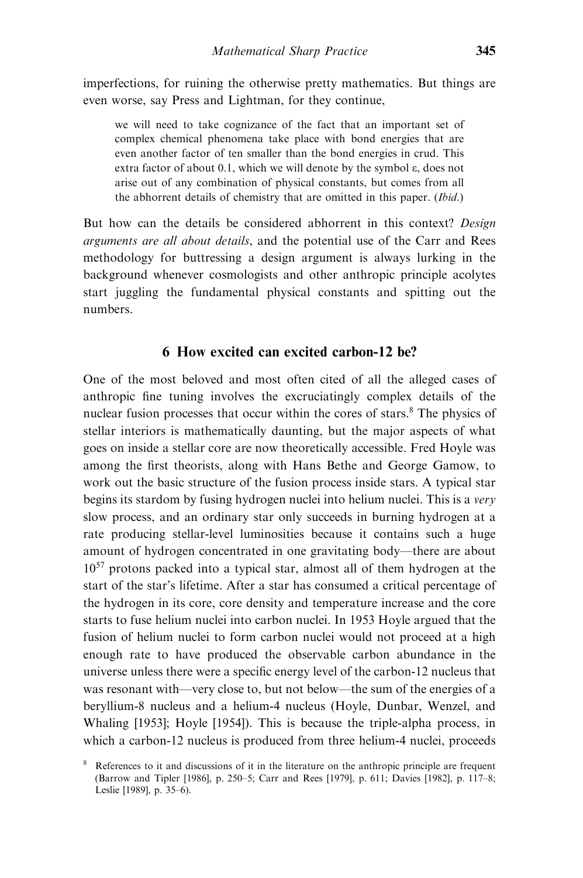imperfections, for ruining the otherwise pretty mathematics. But things are even worse, say Press and Lightman, for they continue,

> we will need to take cognizance of the fact that an important set of complex chemical phenomena take place with bond energies that are even another factor of ten smaller than the bond energies in crud. This extra factor of about 0.1, which we will denote by the symbol ε, does not arise out of any combination of physical constants, but comes from all the abhorrent details of chemistry that are omitted in this paper. (*Ibid.*)

But how can the details be considered abhorrent in this context? *Design arguments are all about details*, and the potential use of the Carr and Rees methodology for buttressing a design argument is always lurking in the background whenever cosmologists and other anthropic principle acolytes start juggling the fundamental physical constants and spitting out the numbers.

## 6 How excited can excited carbon-12 be?

One of the most beloved and most often cited of all the alleged cases of anthropic fine tuning involves the excruciatingly complex details of the nuclear fusion processes that occur within the cores of stars.[8] The physics of stellar interiors is mathematically daunting, but the major aspects of what goes on inside a stellar core are now theoretically accessible. Fred Hoyle was among the first theorists, along with Hans Bethe and George Gamow, to work out the basic structure of the fusion process inside stars. A typical star begins its stardom by fusing hydrogen nuclei into helium nuclei. This is a *very* slow process, and an ordinary star only succeeds in burning hydrogen at a rate producing stellar-level luminosities because it contains such a huge amount of hydrogen concentrated in one gravitating body—there are about $10^{57}$ protons packed into a typical star, almost all of them hydrogen at the start of the star's lifetime. After a star has consumed a critical percentage of the hydrogen in its core, core density and temperature increase and the core starts to fuse helium nuclei into carbon nuclei. In 1953 Hoyle argued that the fusion of helium nuclei to form carbon nuclei would not proceed at a high enough rate to have produced the observable carbon abundance in the universe unless there were a specific energy level of the carbon-12 nucleus that was resonant with—very close to, but not below—the sum of the energies of a beryllium-8 nucleus and a helium-4 nucleus (Hoyle, Dunbar, Wenzel, and Whaling [1953]; Hoyle [1954]). This is because the triple-alpha process, in which a carbon-12 nucleus is produced from three helium-4 nuclei, proceeds

[8] References to it and discussions of it in the literature on the anthropic principle are frequent (Barrow and Tipler [1986], p. 250–5; Carr and Rees [1979], p. 611; Davies [1982], p. 117–8; Leslie [1989], p. 35–6).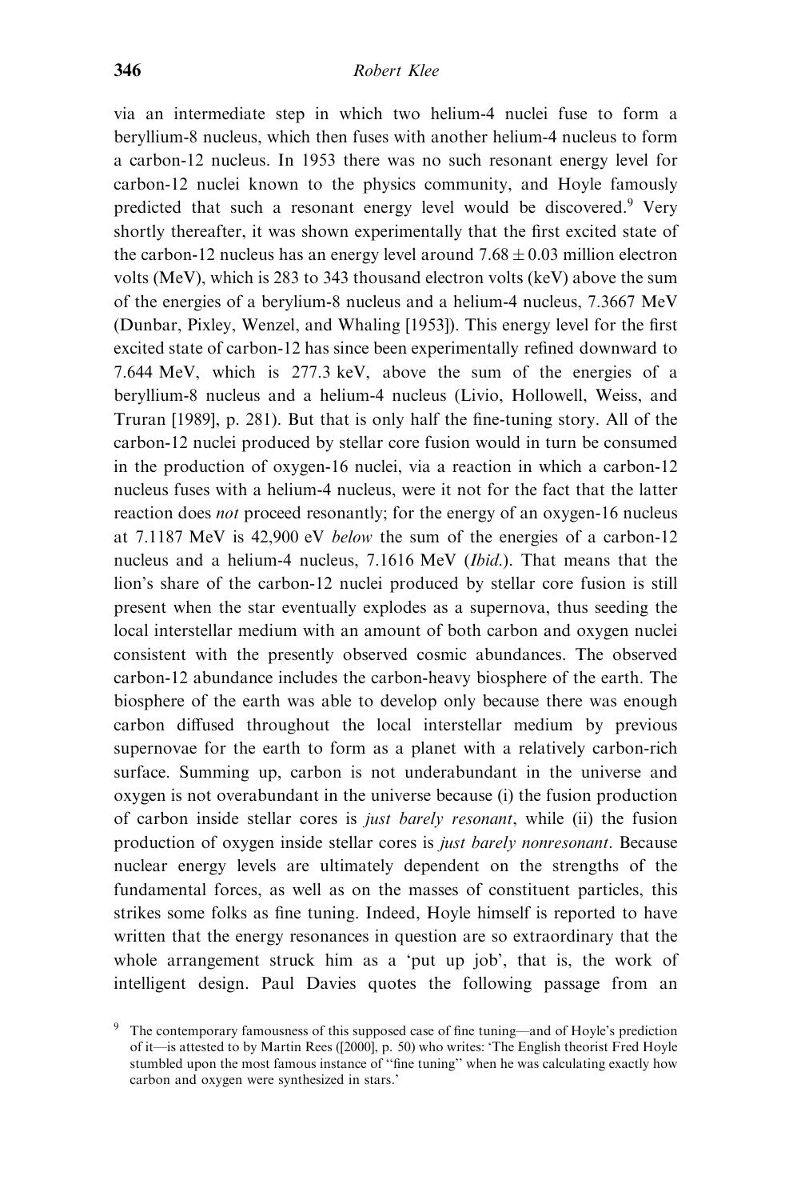via an intermediate step in which two helium-4 nuclei fuse to form a beryllium-8 nucleus, which then fuses with another helium-4 nucleus to form a carbon-12 nucleus. In 1953 there was no such resonant energy level for carbon-12 nuclei known to the physics community, and Hoyle famously predicted that such a resonant energy level would be discovered.[9] Very shortly thereafter, it was shown experimentally that the first excited state of the carbon-12 nucleus has an energy level around $7.68 \pm 0.03$ million electron volts (MeV), which is 283 to 343 thousand electron volts (keV) above the sum of the energies of a berylium-8 nucleus and a helium-4 nucleus, 7.3667 MeV (Dunbar, Pixley, Wenzel, and Whaling [1953]). This energy level for the first excited state of carbon-12 has since been experimentally refined downward to 7.644 MeV, which is 277.3 keV, above the sum of the energies of a beryllium-8 nucleus and a helium-4 nucleus (Livio, Hollowell, Weiss, and Truran [1989], p. 281). But that is only half the fine-tuning story. All of the carbon-12 nuclei produced by stellar core fusion would in turn be consumed in the production of oxygen-16 nuclei, via a reaction in which a carbon-12 nucleus fuses with a helium-4 nucleus, were it not for the fact that the latter reaction does *not* proceed resonantly; for the energy of an oxygen-16 nucleus at 7.1187 MeV is 42,900 eV *below* the sum of the energies of a carbon-12 nucleus and a helium-4 nucleus, 7.1616 MeV (*Ibid.*). That means that the lion's share of the carbon-12 nuclei produced by stellar core fusion is still present when the star eventually explodes as a supernova, thus seeding the local interstellar medium with an amount of both carbon and oxygen nuclei consistent with the presently observed cosmic abundances. The observed carbon-12 abundance includes the carbon-heavy biosphere of the earth. The biosphere of the earth was able to develop only because there was enough carbon diffused throughout the local interstellar medium by previous supernovae for the earth to form as a planet with a relatively carbon-rich surface. Summing up, carbon is not underabundant in the universe and oxygen is not overabundant in the universe because (i) the fusion production of carbon inside stellar cores is *just barely resonant*, while (ii) the fusion production of oxygen inside stellar cores is *just barely nonresonant*. Because nuclear energy levels are ultimately dependent on the strengths of the fundamental forces, as well as on the masses of constituent particles, this strikes some folks as fine tuning. Indeed, Hoyle himself is reported to have written that the energy resonances in question are so extraordinary that the whole arrangement struck him as a 'put up job', that is, the work of intelligent design. Paul Davies quotes the following passage from an

[9] The contemporary famousness of this supposed case of fine tuning—and of Hoyle's prediction of it—is attested to by Martin Rees ([2000], p. 50) who writes: 'The English theorist Fred Hoyle stumbled upon the most famous instance of "fine tuning" when he was calculating exactly how carbon and oxygen were synthesized in stars.'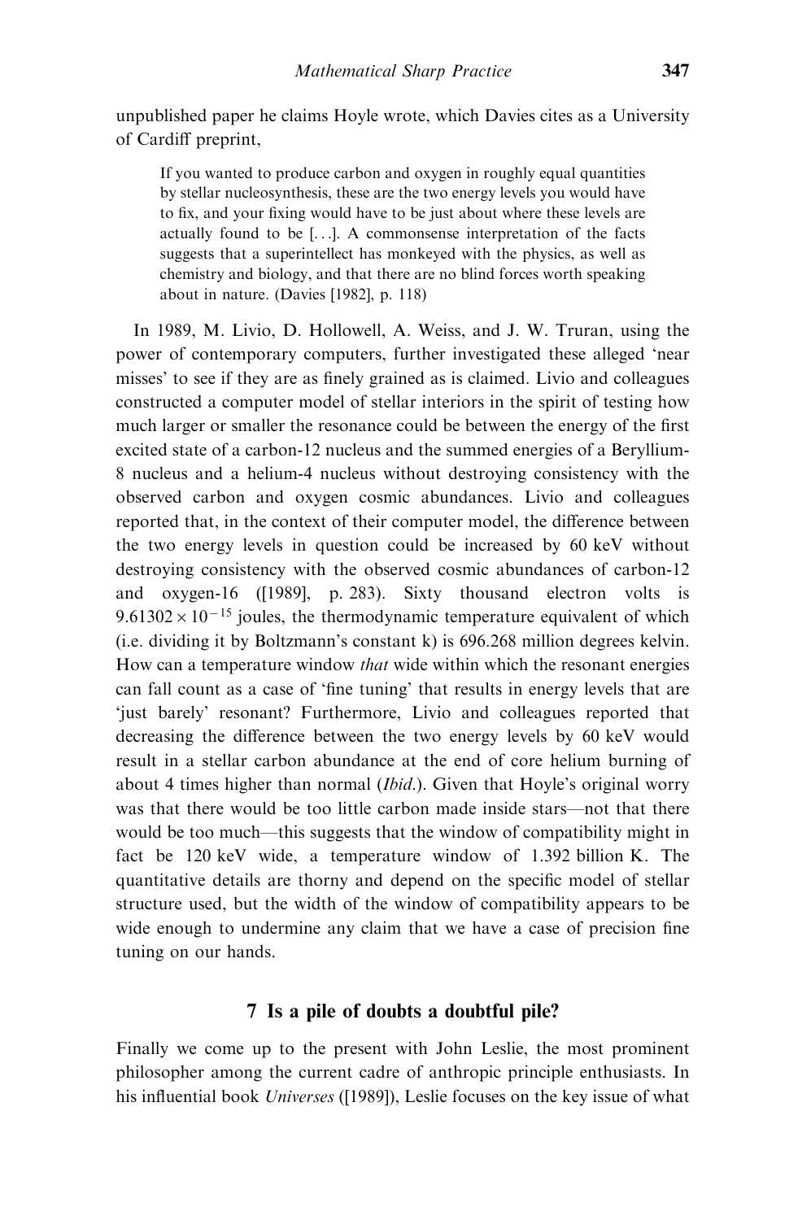unpublished paper he claims Hoyle wrote, which Davies cites as a University of Cardiff preprint,

> If you wanted to produce carbon and oxygen in roughly equal quantities by stellar nucleosynthesis, these are the two energy levels you would have to fix, and your fixing would have to be just about where these levels are actually found to be [...]. A commonsense interpretation of the facts suggests that a superintellect has monkeyed with the physics, as well as chemistry and biology, and that there are no blind forces worth speaking about in nature. (Davies [1982], p. 118)

In 1989, M. Livio, D. Hollowell, A. Weiss, and J. W. Truran, using the power of contemporary computers, further investigated these alleged 'near misses' to see if they are as finely grained as is claimed. Livio and colleagues constructed a computer model of stellar interiors in the spirit of testing how much larger or smaller the resonance could be between the energy of the first excited state of a carbon-12 nucleus and the summed energies of a Beryllium-8 nucleus and a helium-4 nucleus without destroying consistency with the observed carbon and oxygen cosmic abundances. Livio and colleagues reported that, in the context of their computer model, the difference between the two energy levels in question could be increased by 60 keV without destroying consistency with the observed cosmic abundances of carbon-12 and oxygen-16 ([1989], p. 283). Sixty thousand electron volts is $9.61302 \times 10^{-15}$ joules, the thermodynamic temperature equivalent of which (i.e. dividing it by Boltzmann's constant k) is 696.268 million degrees kelvin. How can a temperature window *that* wide within which the resonant energies can fall count as a case of 'fine tuning' that results in energy levels that are 'just barely' resonant? Furthermore, Livio and colleagues reported that decreasing the difference between the two energy levels by 60 keV would result in a stellar carbon abundance at the end of core helium burning of about 4 times higher than normal (*Ibid.*). Given that Hoyle's original worry was that there would be too little carbon made inside stars—not that there would be too much—this suggests that the window of compatibility might in fact be 120 keV wide, a temperature window of 1.392 billion K. The quantitative details are thorny and depend on the specific model of stellar structure used, but the width of the window of compatibility appears to be wide enough to undermine any claim that we have a case of precision fine tuning on our hands.

## 7 Is a pile of doubts a doubtful pile?

Finally we come up to the present with John Leslie, the most prominent philosopher among the current cadre of anthropic principle enthusiasts. In his influential book *Universes* ([1989]), Leslie focuses on the key issue of what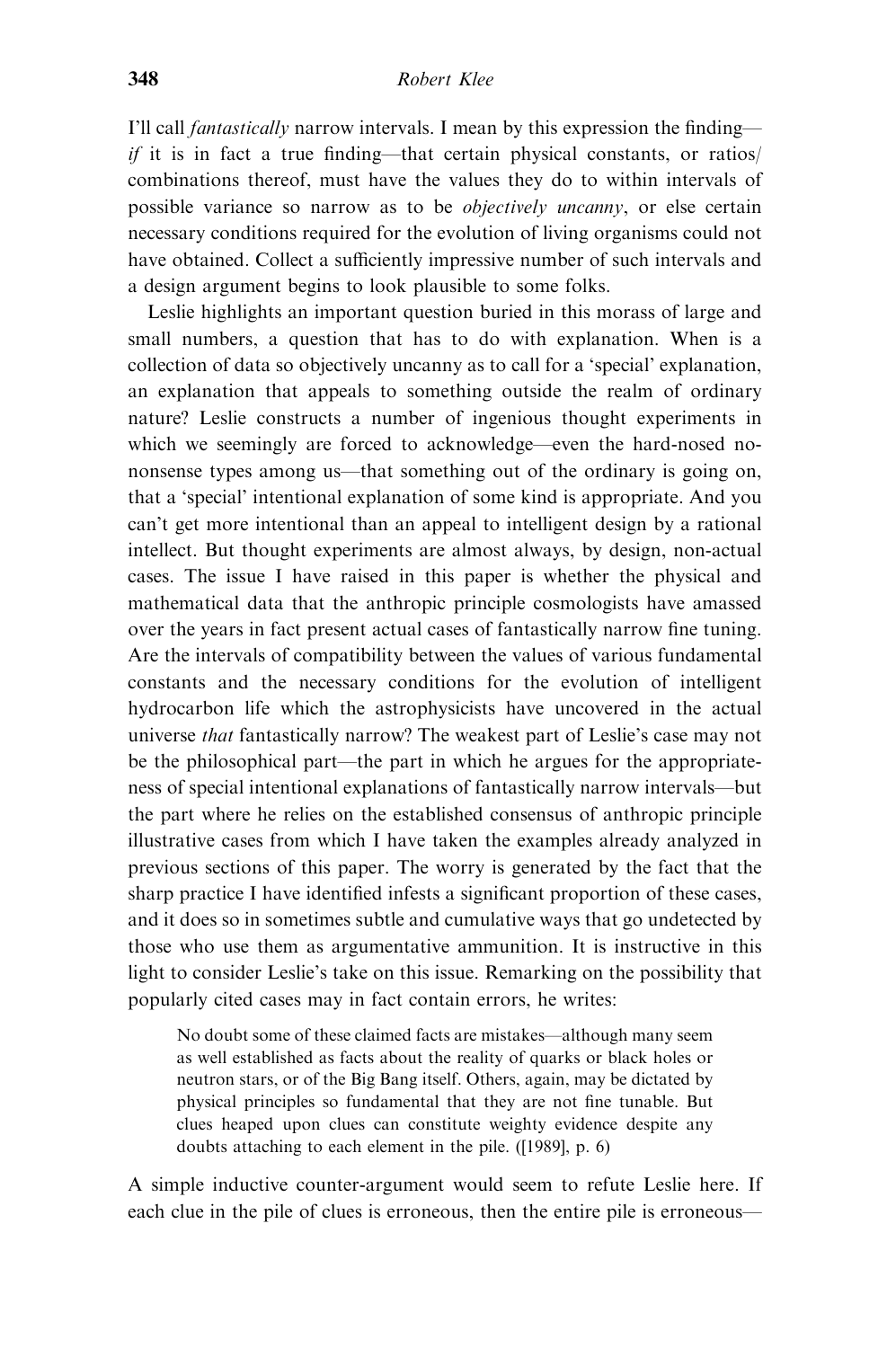I'll call *fantastically* narrow intervals. I mean by this expression the finding—*if* it is in fact a true finding—that certain physical constants, or ratios/combinations thereof, must have the values they do to within intervals of possible variance so narrow as to be *objectively uncanny*, or else certain necessary conditions required for the evolution of living organisms could not have obtained. Collect a sufficiently impressive number of such intervals and a design argument begins to look plausible to some folks.

Leslie highlights an important question buried in this morass of large and small numbers, a question that has to do with explanation. When is a collection of data so objectively uncanny as to call for a 'special' explanation, an explanation that appeals to something outside the realm of ordinary nature? Leslie constructs a number of ingenious thought experiments in which we seemingly are forced to acknowledge—even the hard-nosed no-nonsense types among us—that something out of the ordinary is going on, that a 'special' intentional explanation of some kind is appropriate. And you can't get more intentional than an appeal to intelligent design by a rational intellect. But thought experiments are almost always, by design, non-actual cases. The issue I have raised in this paper is whether the physical and mathematical data that the anthropic principle cosmologists have amassed over the years in fact present actual cases of fantastically narrow fine tuning. Are the intervals of compatibility between the values of various fundamental constants and the necessary conditions for the evolution of intelligent hydrocarbon life which the astrophysicists have uncovered in the actual universe *that* fantastically narrow? The weakest part of Leslie's case may not be the philosophical part—the part in which he argues for the appropriateness of special intentional explanations of fantastically narrow intervals—but the part where he relies on the established consensus of anthropic principle illustrative cases from which I have taken the examples already analyzed in previous sections of this paper. The worry is generated by the fact that the sharp practice I have identified infests a significant proportion of these cases, and it does so in sometimes subtle and cumulative ways that go undetected by those who use them as argumentative ammunition. It is instructive in this light to consider Leslie's take on this issue. Remarking on the possibility that popularly cited cases may in fact contain errors, he writes:

> No doubt some of these claimed facts are mistakes—although many seem as well established as facts about the reality of quarks or black holes or neutron stars, or of the Big Bang itself. Others, again, may be dictated by physical principles so fundamental that they are not fine tunable. But clues heaped upon clues can constitute weighty evidence despite any doubts attaching to each element in the pile. ([1989], p. 6)

A simple inductive counter-argument would seem to refute Leslie here. If each clue in the pile of clues is erroneous, then the entire pile is erroneous—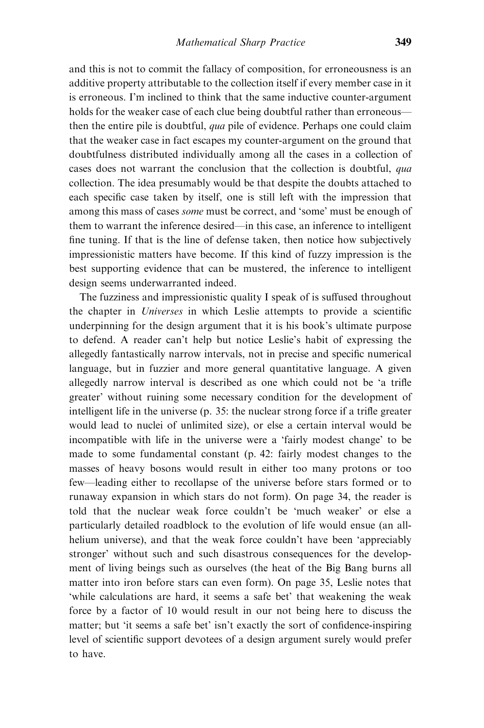and this is not to commit the fallacy of composition, for erroneousness is an additive property attributable to the collection itself if every member case in it is erroneous. I'm inclined to think that the same inductive counter-argument holds for the weaker case of each clue being doubtful rather than erroneous—then the entire pile is doubtful, *qua* pile of evidence. Perhaps one could claim that the weaker case in fact escapes my counter-argument on the ground that doubtfulness distributed individually among all the cases in a collection of cases does not warrant the conclusion that the collection is doubtful, *qua* collection. The idea presumably would be that despite the doubts attached to each specific case taken by itself, one is still left with the impression that among this mass of cases *some* must be correct, and 'some' must be enough of them to warrant the inference desired—in this case, an inference to intelligent fine tuning. If that is the line of defense taken, then notice how subjectively impressionistic matters have become. If this kind of fuzzy impression is the best supporting evidence that can be mustered, the inference to intelligent design seems underwarranted indeed.

The fuzziness and impressionistic quality I speak of is suffused throughout the chapter in *Universes* in which Leslie attempts to provide a scientific underpinning for the design argument that it is his book's ultimate purpose to defend. A reader can't help but notice Leslie's habit of expressing the allegedly fantastically narrow intervals, not in precise and specific numerical language, but in fuzzier and more general quantitative language. A given allegedly narrow interval is described as one which could not be 'a trifle greater' without ruining some necessary condition for the development of intelligent life in the universe (p. 35: the nuclear strong force if a trifle greater would lead to nuclei of unlimited size), or else a certain interval would be incompatible with life in the universe were a 'fairly modest change' to be made to some fundamental constant (p. 42: fairly modest changes to the masses of heavy bosons would result in either too many protons or too few—leading either to recollapse of the universe before stars formed or to runaway expansion in which stars do not form). On page 34, the reader is told that the nuclear weak force couldn't be 'much weaker' or else a particularly detailed roadblock to the evolution of life would ensue (an all-helium universe), and that the weak force couldn't have been 'appreciably stronger' without such and such disastrous consequences for the development of living beings such as ourselves (the heat of the Big Bang burns all matter into iron before stars can even form). On page 35, Leslie notes that 'while calculations are hard, it seems a safe bet' that weakening the weak force by a factor of 10 would result in our not being here to discuss the matter; but 'it seems a safe bet' isn't exactly the sort of confidence-inspiring level of scientific support devotees of a design argument surely would prefer to have.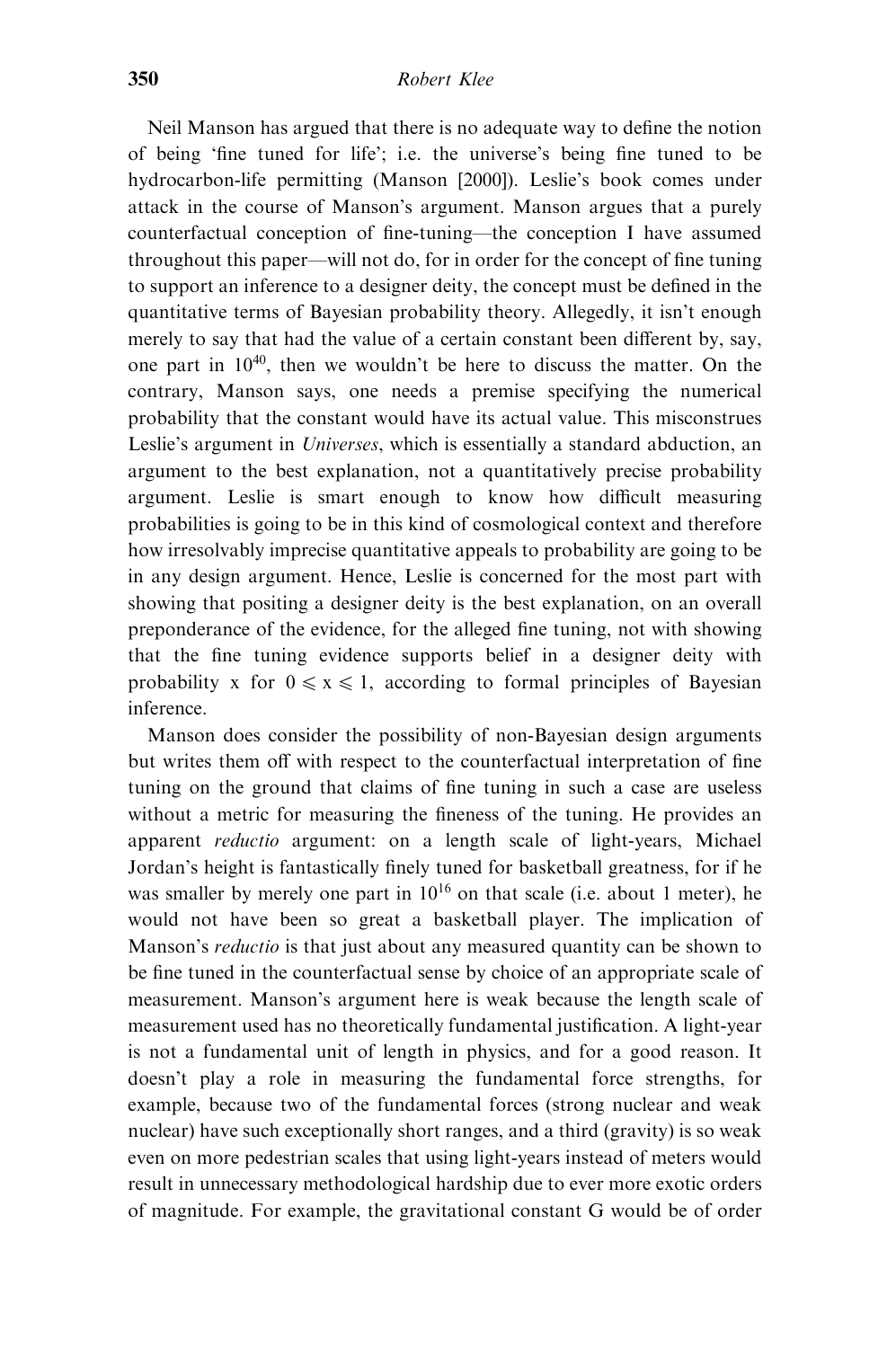Neil Manson has argued that there is no adequate way to define the notion of being 'fine tuned for life'; i.e. the universe's being fine tuned to be hydrocarbon-life permitting (Manson [2000]). Leslie's book comes under attack in the course of Manson's argument. Manson argues that a purely counterfactual conception of fine-tuning—the conception I have assumed throughout this paper—will not do, for in order for the concept of fine tuning to support an inference to a designer deity, the concept must be defined in the quantitative terms of Bayesian probability theory. Allegedly, it isn't enough merely to say that had the value of a certain constant been different by, say, one part in $10^{40}$, then we wouldn't be here to discuss the matter. On the contrary, Manson says, one needs a premise specifying the numerical probability that the constant would have its actual value. This misconstrues Leslie's argument in *Universes*, which is essentially a standard abduction, an argument to the best explanation, not a quantitatively precise probability argument. Leslie is smart enough to know how difficult measuring probabilities is going to be in this kind of cosmological context and therefore how irresolvably imprecise quantitative appeals to probability are going to be in any design argument. Hence, Leslie is concerned for the most part with showing that positing a designer deity is the best explanation, on an overall preponderance of the evidence, for the alleged fine tuning, not with showing that the fine tuning evidence supports belief in a designer deity with probability x for $0 \leqslant x \leqslant 1$, according to formal principles of Bayesian inference.

Manson does consider the possibility of non-Bayesian design arguments but writes them off with respect to the counterfactual interpretation of fine tuning on the ground that claims of fine tuning in such a case are useless without a metric for measuring the fineness of the tuning. He provides an apparent *reductio* argument: on a length scale of light-years, Michael Jordan's height is fantastically finely tuned for basketball greatness, for if he was smaller by merely one part in $10^{16}$ on that scale (i.e. about 1 meter), he would not have been so great a basketball player. The implication of Manson's *reductio* is that just about any measured quantity can be shown to be fine tuned in the counterfactual sense by choice of an appropriate scale of measurement. Manson's argument here is weak because the length scale of measurement used has no theoretically fundamental justification. A light-year is not a fundamental unit of length in physics, and for a good reason. It doesn't play a role in measuring the fundamental force strengths, for example, because two of the fundamental forces (strong nuclear and weak nuclear) have such exceptionally short ranges, and a third (gravity) is so weak even on more pedestrian scales that using light-years instead of meters would result in unnecessary methodological hardship due to ever more exotic orders of magnitude. For example, the gravitational constant G would be of order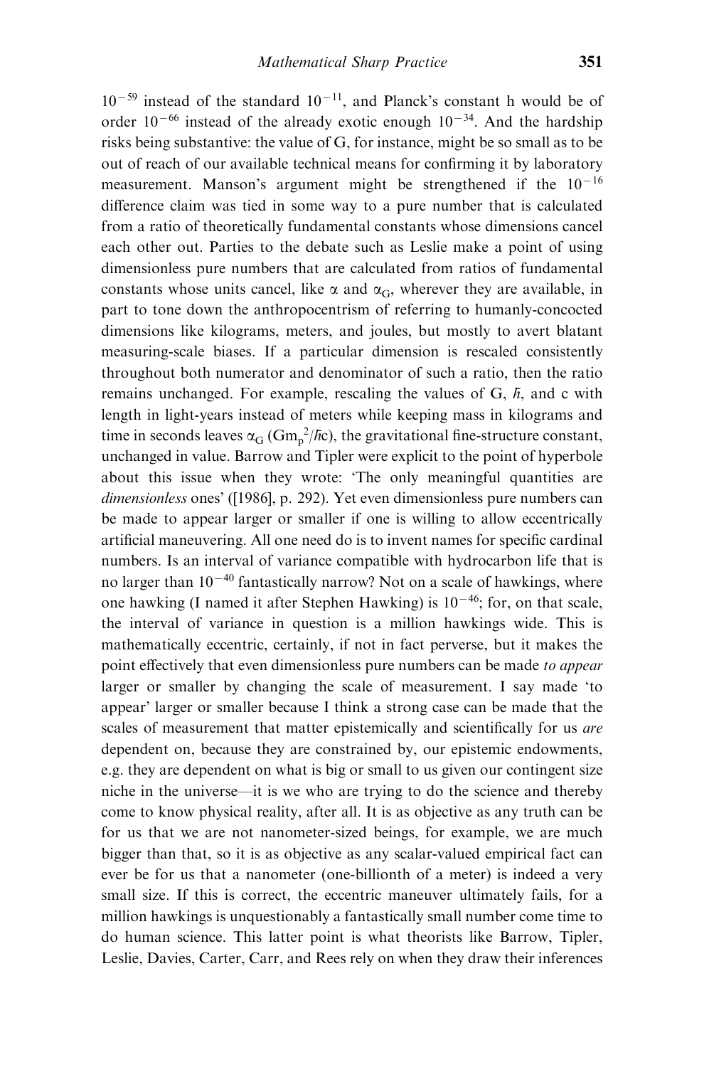$10^{-59}$ instead of the standard $10^{-11}$, and Planck's constant h would be of order $10^{-66}$ instead of the already exotic enough $10^{-34}$. And the hardship risks being substantive: the value of G, for instance, might be so small as to be out of reach of our available technical means for confirming it by laboratory measurement. Manson's argument might be strengthened if the $10^{-16}$ difference claim was tied in some way to a pure number that is calculated from a ratio of theoretically fundamental constants whose dimensions cancel each other out. Parties to the debate such as Leslie make a point of using dimensionless pure numbers that are calculated from ratios of fundamental constants whose units cancel, like $\alpha$ and $\alpha_G$, wherever they are available, in part to tone down the anthropocentrism of referring to humanly-concocted dimensions like kilograms, meters, and joules, but mostly to avert blatant measuring-scale biases. If a particular dimension is rescaled consistently throughout both numerator and denominator of such a ratio, then the ratio remains unchanged. For example, rescaling the values of G, $\hbar$, and c with length in light-years instead of meters while keeping mass in kilograms and time in seconds leaves $\alpha_G$ ($Gm_p^2/\hbar c$), the gravitational fine-structure constant, unchanged in value. Barrow and Tipler were explicit to the point of hyperbole about this issue when they wrote: 'The only meaningful quantities are *dimensionless* ones' ([1986], p. 292). Yet even dimensionless pure numbers can be made to appear larger or smaller if one is willing to allow eccentrically artificial maneuvering. All one need do is to invent names for specific cardinal numbers. Is an interval of variance compatible with hydrocarbon life that is no larger than $10^{-40}$ fantastically narrow? Not on a scale of hawkings, where one hawking (I named it after Stephen Hawking) is $10^{-46}$; for, on that scale, the interval of variance in question is a million hawkings wide. This is mathematically eccentric, certainly, if not in fact perverse, but it makes the point effectively that even dimensionless pure numbers can be made *to appear* larger or smaller by changing the scale of measurement. I say made 'to appear' larger or smaller because I think a strong case can be made that the scales of measurement that matter epistemically and scientifically for us *are* dependent on, because they are constrained by, our epistemic endowments, e.g. they are dependent on what is big or small to us given our contingent size niche in the universe—it is we who are trying to do the science and thereby come to know physical reality, after all. It is as objective as any truth can be for us that we are not nanometer-sized beings, for example, we are much bigger than that, so it is as objective as any scalar-valued empirical fact can ever be for us that a nanometer (one-billionth of a meter) is indeed a very small size. If this is correct, the eccentric maneuver ultimately fails, for a million hawkings is unquestionably a fantastically small number come time to do human science. This latter point is what theorists like Barrow, Tipler, Leslie, Davies, Carter, Carr, and Rees rely on when they draw their inferences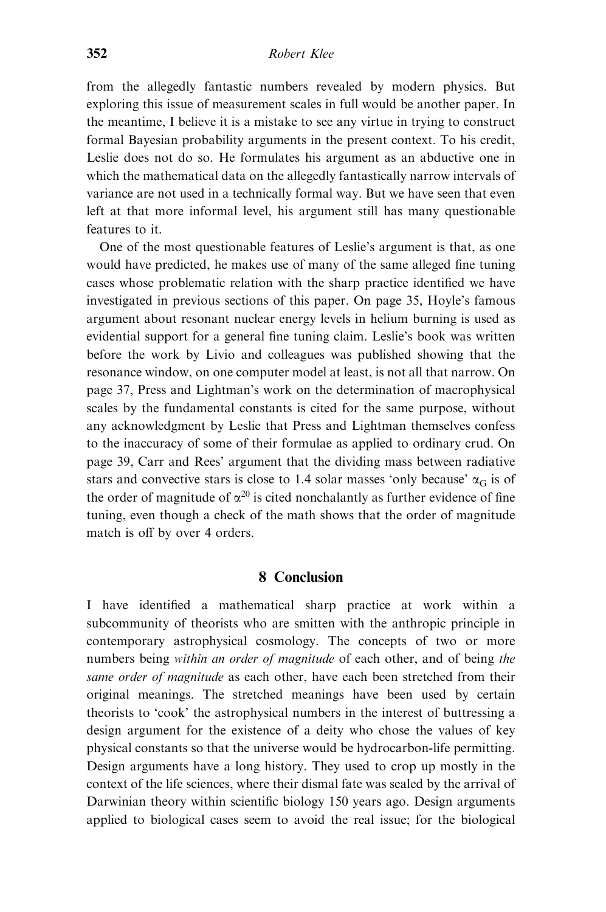from the allegedly fantastic numbers revealed by modern physics. But exploring this issue of measurement scales in full would be another paper. In the meantime, I believe it is a mistake to see any virtue in trying to construct formal Bayesian probability arguments in the present context. To his credit, Leslie does not do so. He formulates his argument as an abductive one in which the mathematical data on the allegedly fantastically narrow intervals of variance are not used in a technically formal way. But we have seen that even left at that more informal level, his argument still has many questionable features to it.

One of the most questionable features of Leslie's argument is that, as one would have predicted, he makes use of many of the same alleged fine tuning cases whose problematic relation with the sharp practice identified we have investigated in previous sections of this paper. On page 35, Hoyle's famous argument about resonant nuclear energy levels in helium burning is used as evidential support for a general fine tuning claim. Leslie's book was written before the work by Livio and colleagues was published showing that the resonance window, on one computer model at least, is not all that narrow. On page 37, Press and Lightman's work on the determination of macrophysical scales by the fundamental constants is cited for the same purpose, without any acknowledgment by Leslie that Press and Lightman themselves confess to the inaccuracy of some of their formulae as applied to ordinary crud. On page 39, Carr and Rees' argument that the dividing mass between radiative stars and convective stars is close to 1.4 solar masses 'only because' $\alpha_G$ is of the order of magnitude of $\alpha^{20}$ is cited nonchalantly as further evidence of fine tuning, even though a check of the math shows that the order of magnitude match is off by over 4 orders.

## 8 Conclusion

I have identified a mathematical sharp practice at work within a subcommunity of theorists who are smitten with the anthropic principle in contemporary astrophysical cosmology. The concepts of two or more numbers being *within an order of magnitude* of each other, and of being *the same order of magnitude* as each other, have each been stretched from their original meanings. The stretched meanings have been used by certain theorists to 'cook' the astrophysical numbers in the interest of buttressing a design argument for the existence of a deity who chose the values of key physical constants so that the universe would be hydrocarbon-life permitting. Design arguments have a long history. They used to crop up mostly in the context of the life sciences, where their dismal fate was sealed by the arrival of Darwinian theory within scientific biology 150 years ago. Design arguments applied to biological cases seem to avoid the real issue; for the biological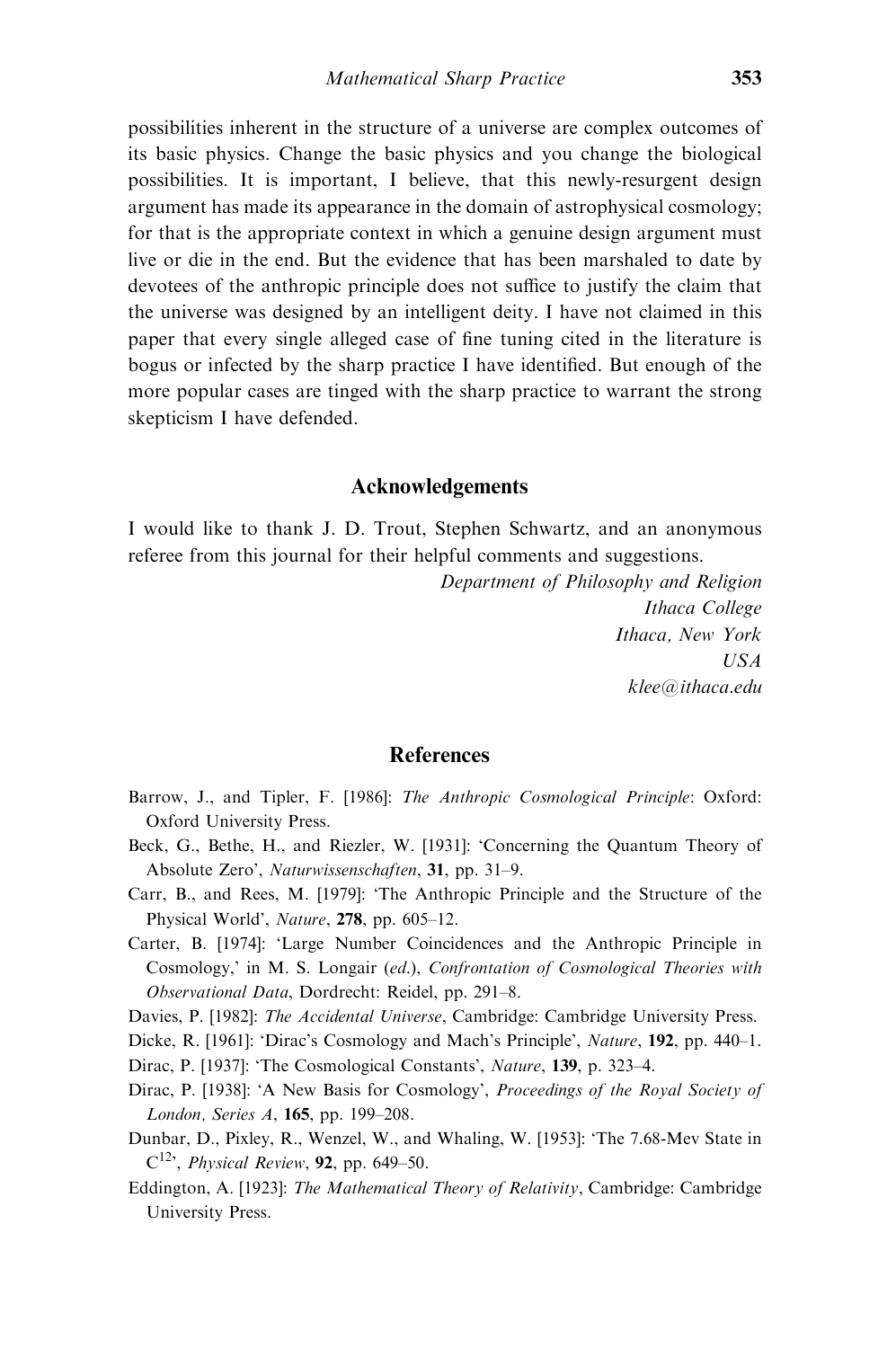possibilities inherent in the structure of a universe are complex outcomes of its basic physics. Change the basic physics and you change the biological possibilities. It is important, I believe, that this newly-resurgent design argument has made its appearance in the domain of astrophysical cosmology; for that is the appropriate context in which a genuine design argument must live or die in the end. But the evidence that has been marshaled to date by devotees of the anthropic principle does not suffice to justify the claim that the universe was designed by an intelligent deity. I have not claimed in this paper that every single alleged case of fine tuning cited in the literature is bogus or infected by the sharp practice I have identified. But enough of the more popular cases are tinged with the sharp practice to warrant the strong skepticism I have defended.

## Acknowledgements

I would like to thank J. D. Trout, Stephen Schwartz, and an anonymous referee from this journal for their helpful comments and suggestions.

*Department of Philosophy and Religion*
*Ithaca College*
*Ithaca, New York*
*USA*
*klee@ithaca.edu*

## References

Barrow, J., and Tipler, F. [1986]: *The Anthropic Cosmological Principle*: Oxford: Oxford University Press.

Beck, G., Bethe, H., and Riezler, W. [1931]: 'Concerning the Quantum Theory of Absolute Zero', *Naturwissenschaften*, **31**, pp. 31–9.

Carr, B., and Rees, M. [1979]: 'The Anthropic Principle and the Structure of the Physical World', *Nature*, **278**, pp. 605–12.

Carter, B. [1974]: 'Large Number Coincidences and the Anthropic Principle in Cosmology,' in M. S. Longair (*ed.*), *Confrontation of Cosmological Theories with Observational Data*, Dordrecht: Reidel, pp. 291–8.

Davies, P. [1982]: *The Accidental Universe*, Cambridge: Cambridge University Press.

Dicke, R. [1961]: 'Dirac's Cosmology and Mach's Principle', *Nature*, **192**, pp. 440–1.

Dirac, P. [1937]: 'The Cosmological Constants', *Nature*, **139**, p. 323–4.

Dirac, P. [1938]: 'A New Basis for Cosmology', *Proceedings of the Royal Society of London, Series A*, **165**, pp. 199–208.

Dunbar, D., Pixley, R., Wenzel, W., and Whaling, W. [1953]: 'The 7.68-Mev State in $C^{12}$', *Physical Review*, **92**, pp. 649–50.

Eddington, A. [1923]: *The Mathematical Theory of Relativity*, Cambridge: Cambridge University Press.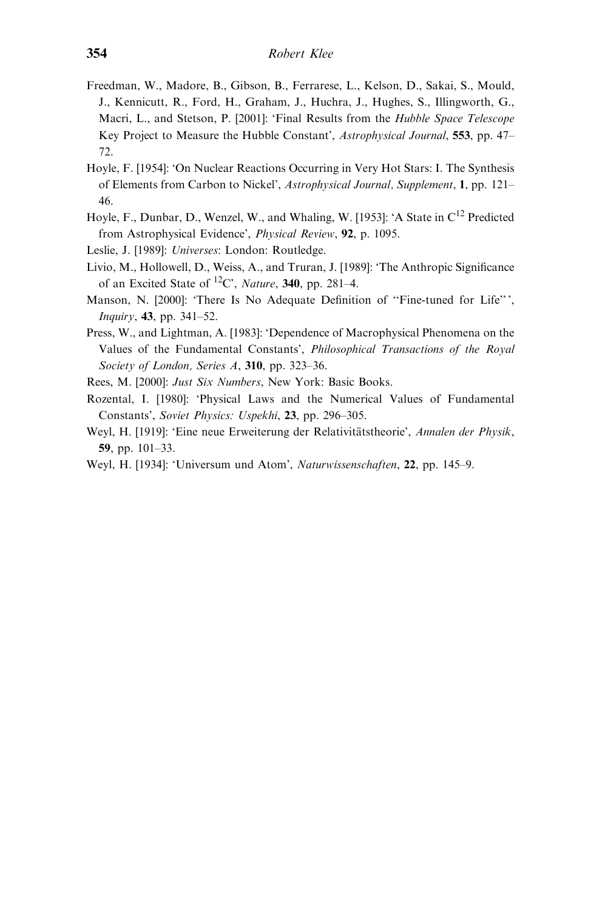Freedman, W., Madore, B., Gibson, B., Ferrarese, L., Kelson, D., Sakai, S., Mould, J., Kennicutt, R., Ford, H., Graham, J., Huchra, J., Hughes, S., Illingworth, G., Macri, L., and Stetson, P. [2001]: 'Final Results from the *Hubble Space Telescope* Key Project to Measure the Hubble Constant', *Astrophysical Journal*, **553**, pp. 47–72.

Hoyle, F. [1954]: 'On Nuclear Reactions Occurring in Very Hot Stars: I. The Synthesis of Elements from Carbon to Nickel', *Astrophysical Journal, Supplement*, **1**, pp. 121–46.

Hoyle, F., Dunbar, D., Wenzel, W., and Whaling, W. [1953]: 'A State in $C^{12}$ Predicted from Astrophysical Evidence', *Physical Review*, **92**, p. 1095.

Leslie, J. [1989]: *Universes*: London: Routledge.

Livio, M., Hollowell, D., Weiss, A., and Truran, J. [1989]: 'The Anthropic Significance of an Excited State of $^{12}C$', *Nature*, **340**, pp. 281–4.

Manson, N. [2000]: 'There Is No Adequate Definition of "Fine-tuned for Life"', *Inquiry*, **43**, pp. 341–52.

Press, W., and Lightman, A. [1983]: 'Dependence of Macrophysical Phenomena on the Values of the Fundamental Constants', *Philosophical Transactions of the Royal Society of London, Series A*, **310**, pp. 323–36.

Rees, M. [2000]: *Just Six Numbers*, New York: Basic Books.

Rozental, I. [1980]: 'Physical Laws and the Numerical Values of Fundamental Constants', *Soviet Physics: Uspekhi*, **23**, pp. 296–305.

Weyl, H. [1919]: 'Eine neue Erweiterung der Relativitätstheorie', *Annalen der Physik*, **59**, pp. 101–33.

Weyl, H. [1934]: 'Universum und Atom', *Naturwissenschaften*, **22**, pp. 145–9.